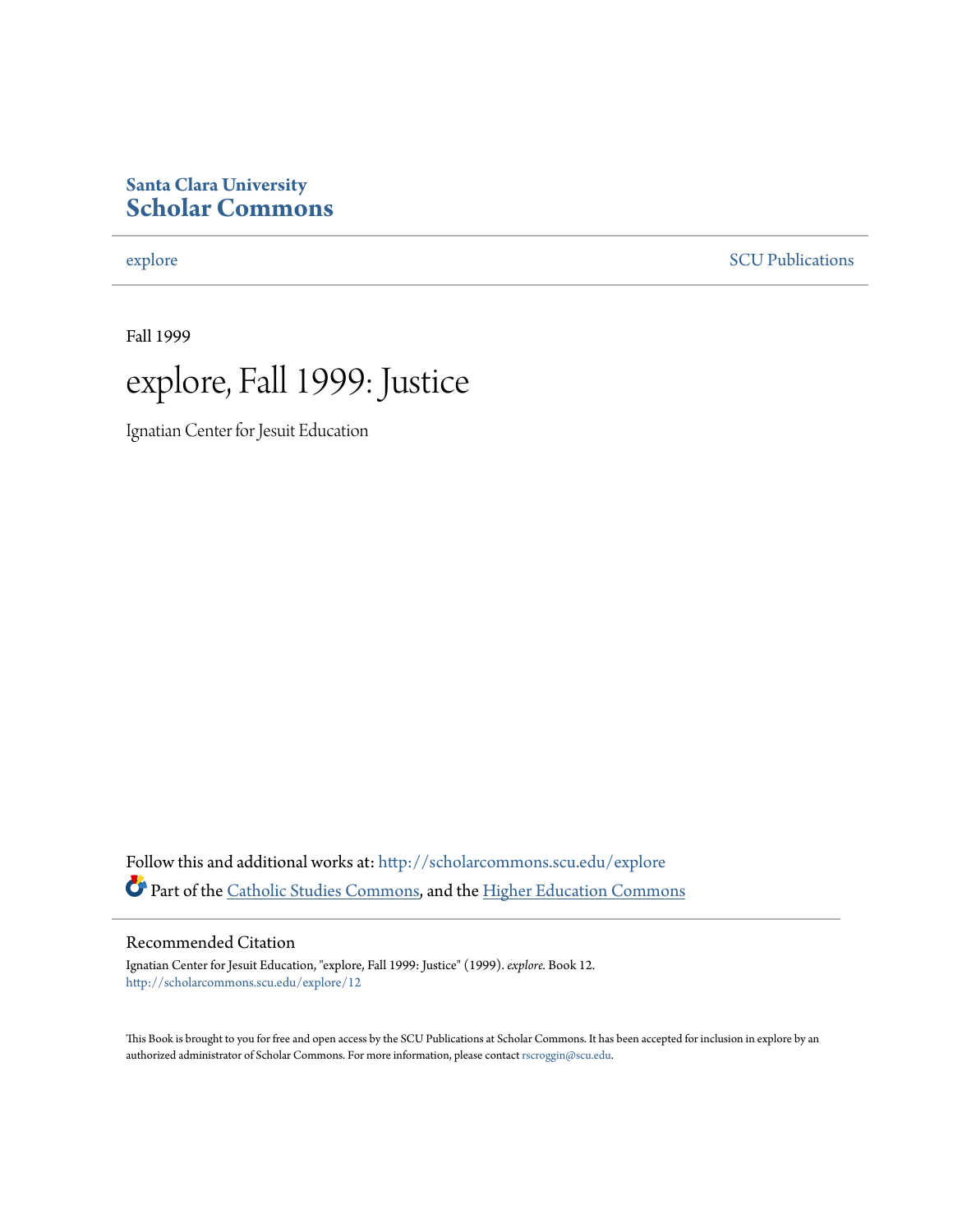Santa Clara University
**Scholar Commons**

explore SCU Publications

Fall 1999

# explore, Fall 1999: Justice

Ignatian Center for Jesuit Education

Follow this and additional works at: http://scholarcommons.scu.edu/explore

Part of the Catholic Studies Commons, and the Higher Education Commons

## Recommended Citation

Ignatian Center for Jesuit Education, "explore, Fall 1999: Justice" (1999). *explore.* Book 12.
http://scholarcommons.scu.edu/explore/12

This Book is brought to you for free and open access by the SCU Publications at Scholar Commons. It has been accepted for inclusion in explore by an authorized administrator of Scholar Commons. For more information, please contact rscroggin@scu.edu.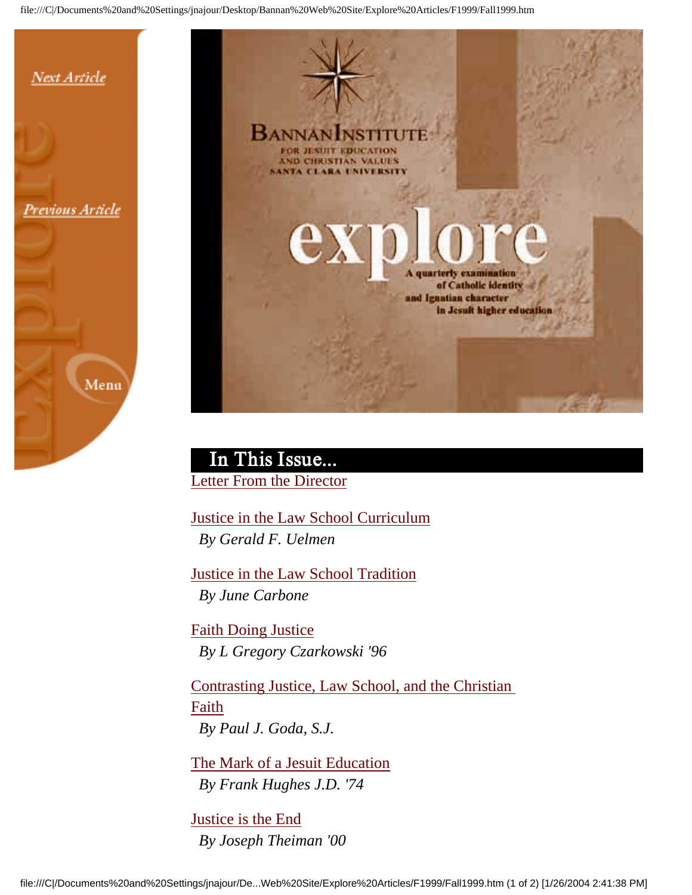Next Article

Previous Article

Menu

# BANNAN INSTITUTE

FOR JESUIT EDUCATION AND CHRISTIAN VALUES

SANTA CLARA UNIVERSITY

# explore

A quarterly examination of Catholic identity and Ignatian character in Jesuit higher education

## In This Issue...

Letter From the Director

Justice in the Law School Curriculum
*By Gerald F. Uelmen*

Justice in the Law School Tradition
*By June Carbone*

Faith Doing Justice
*By L Gregory Czarkowski '96*

Contrasting Justice, Law School, and the Christian Faith
*By Paul J. Goda, S.J.*

The Mark of a Jesuit Education
*By Frank Hughes J.D. '74*

Justice is the End
*By Joseph Theiman '00*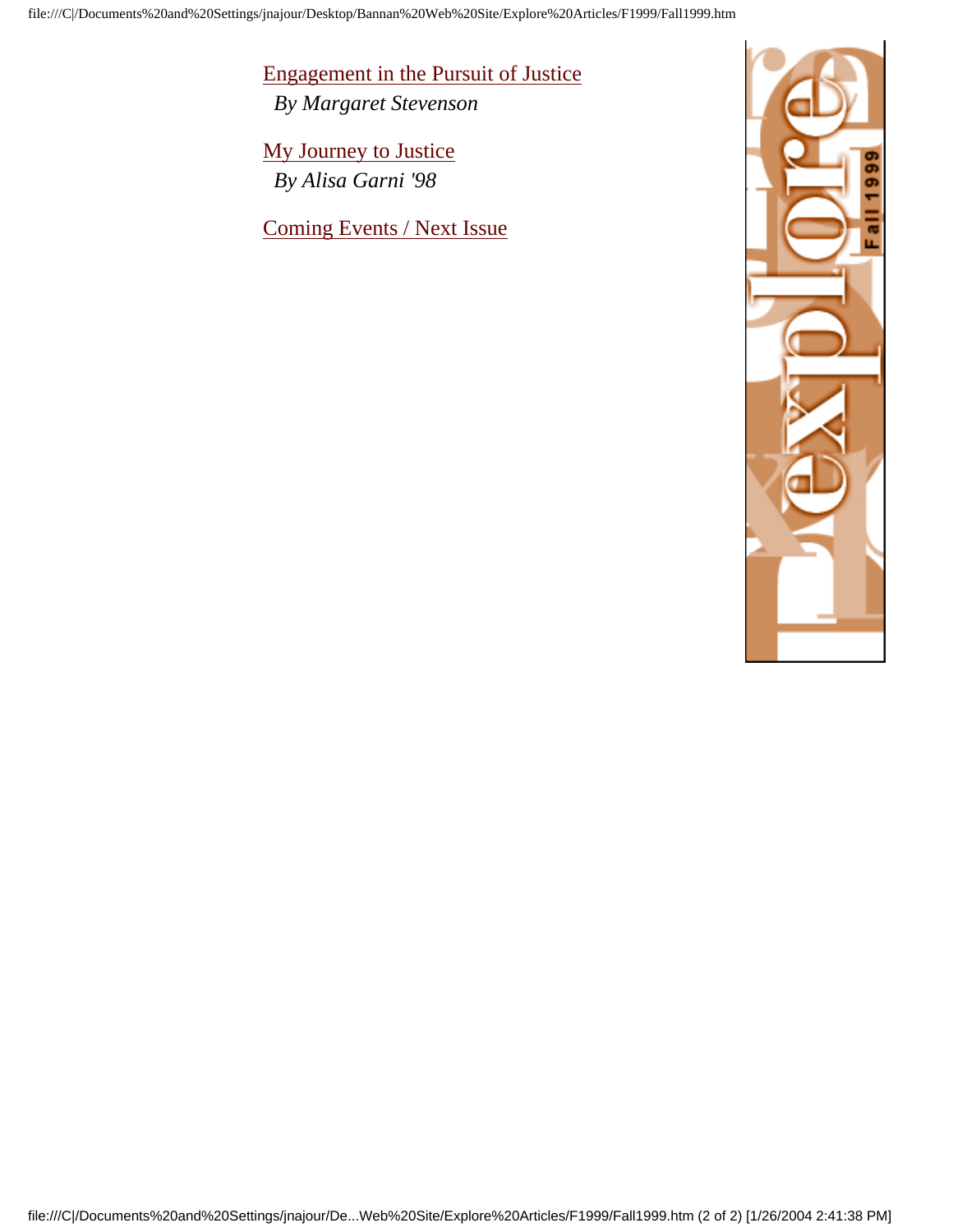Engagement in the Pursuit of Justice
*By Margaret Stevenson*

My Journey to Justice
*By Alisa Garni '98*

Coming Events / Next Issue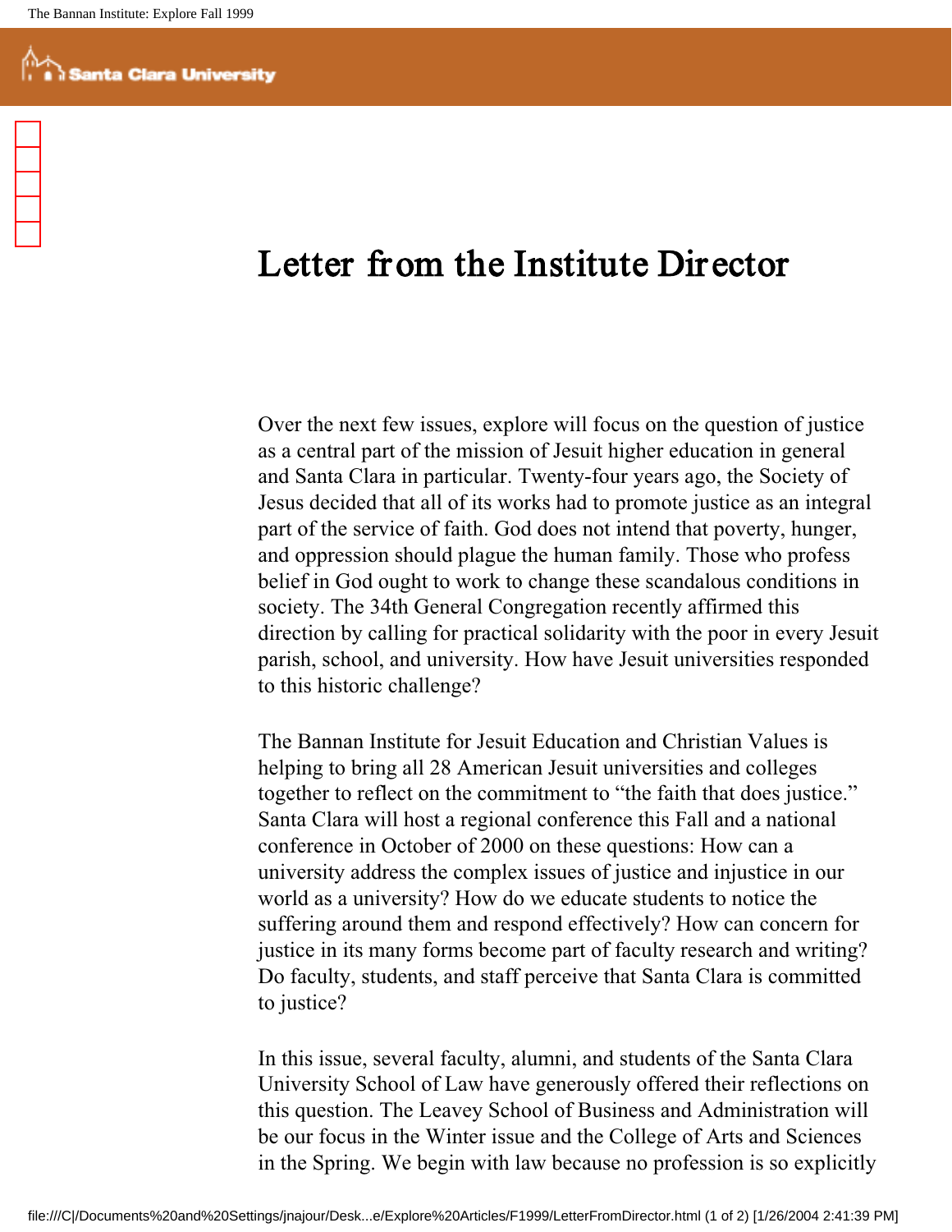# Letter from the Institute Director

Over the next few issues, explore will focus on the question of justice as a central part of the mission of Jesuit higher education in general and Santa Clara in particular. Twenty-four years ago, the Society of Jesus decided that all of its works had to promote justice as an integral part of the service of faith. God does not intend that poverty, hunger, and oppression should plague the human family. Those who profess belief in God ought to work to change these scandalous conditions in society. The 34th General Congregation recently affirmed this direction by calling for practical solidarity with the poor in every Jesuit parish, school, and university. How have Jesuit universities responded to this historic challenge?

The Bannan Institute for Jesuit Education and Christian Values is helping to bring all 28 American Jesuit universities and colleges together to reflect on the commitment to "the faith that does justice." Santa Clara will host a regional conference this Fall and a national conference in October of 2000 on these questions: How can a university address the complex issues of justice and injustice in our world as a university? How do we educate students to notice the suffering around them and respond effectively? How can concern for justice in its many forms become part of faculty research and writing? Do faculty, students, and staff perceive that Santa Clara is committed to justice?

In this issue, several faculty, alumni, and students of the Santa Clara University School of Law have generously offered their reflections on this question. The Leavey School of Business and Administration will be our focus in the Winter issue and the College of Arts and Sciences in the Spring. We begin with law because no profession is so explicitly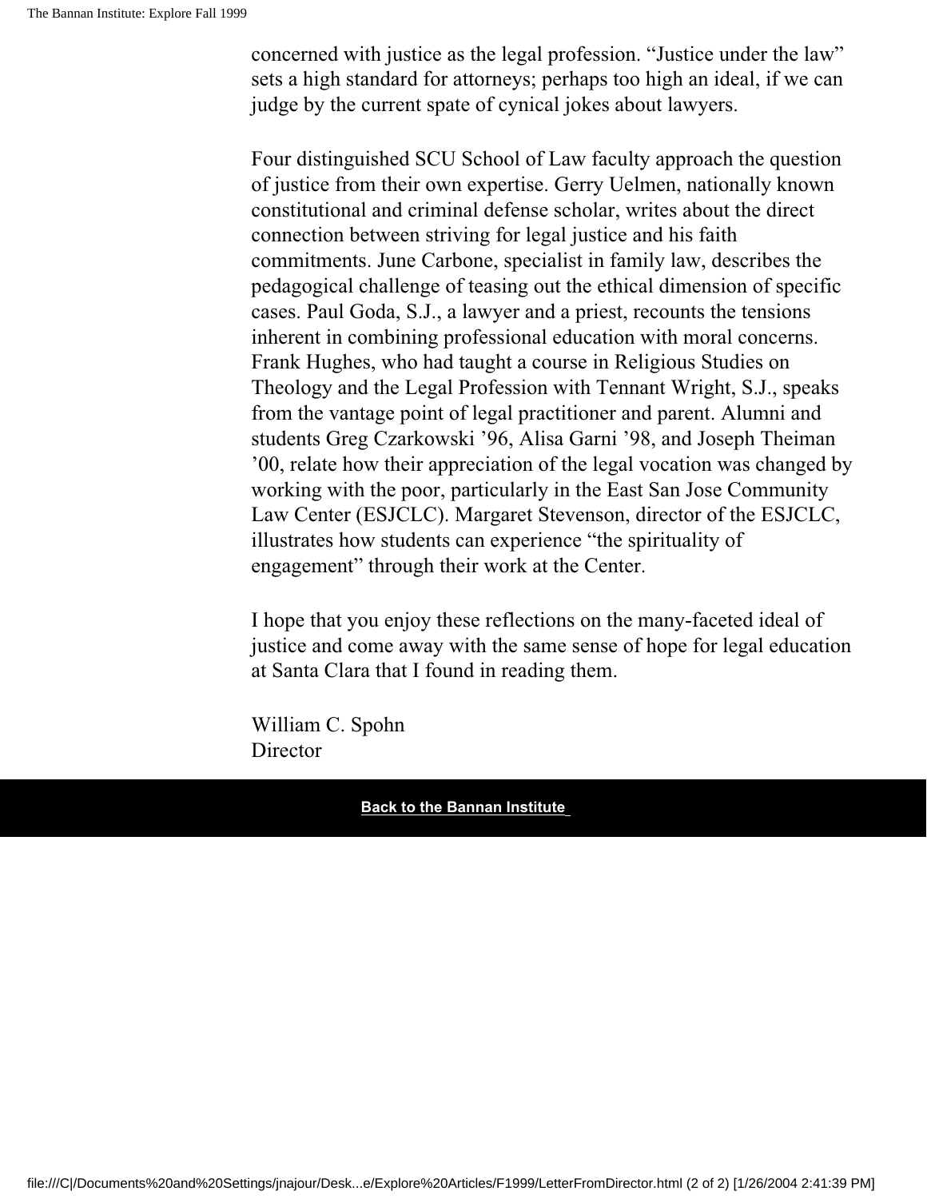concerned with justice as the legal profession. “Justice under the law” sets a high standard for attorneys; perhaps too high an ideal, if we can judge by the current spate of cynical jokes about lawyers.

Four distinguished SCU School of Law faculty approach the question of justice from their own expertise. Gerry Uelmen, nationally known constitutional and criminal defense scholar, writes about the direct connection between striving for legal justice and his faith commitments. June Carbone, specialist in family law, describes the pedagogical challenge of teasing out the ethical dimension of specific cases. Paul Goda, S.J., a lawyer and a priest, recounts the tensions inherent in combining professional education with moral concerns. Frank Hughes, who had taught a course in Religious Studies on Theology and the Legal Profession with Tennant Wright, S.J., speaks from the vantage point of legal practitioner and parent. Alumni and students Greg Czarkowski ’96, Alisa Garni ’98, and Joseph Theiman ’00, relate how their appreciation of the legal vocation was changed by working with the poor, particularly in the East San Jose Community Law Center (ESJCLC). Margaret Stevenson, director of the ESJCLC, illustrates how students can experience “the spirituality of engagement” through their work at the Center.

I hope that you enjoy these reflections on the many-faceted ideal of justice and come away with the same sense of hope for legal education at Santa Clara that I found in reading them.

William C. Spohn
Director

**Back to the Bannan Institute**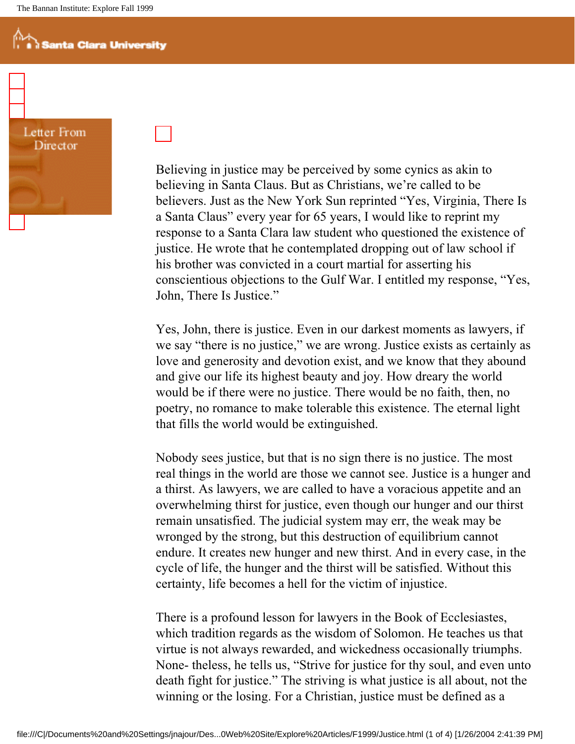Letter From Director

Believing in justice may be perceived by some cynics as akin to believing in Santa Claus. But as Christians, we're called to be believers. Just as the New York Sun reprinted "Yes, Virginia, There Is a Santa Claus" every year for 65 years, I would like to reprint my response to a Santa Clara law student who questioned the existence of justice. He wrote that he contemplated dropping out of law school if his brother was convicted in a court martial for asserting his conscientious objections to the Gulf War. I entitled my response, "Yes, John, There Is Justice."

Yes, John, there is justice. Even in our darkest moments as lawyers, if we say "there is no justice," we are wrong. Justice exists as certainly as love and generosity and devotion exist, and we know that they abound and give our life its highest beauty and joy. How dreary the world would be if there were no justice. There would be no faith, then, no poetry, no romance to make tolerable this existence. The eternal light that fills the world would be extinguished.

Nobody sees justice, but that is no sign there is no justice. The most real things in the world are those we cannot see. Justice is a hunger and a thirst. As lawyers, we are called to have a voracious appetite and an overwhelming thirst for justice, even though our hunger and our thirst remain unsatisfied. The judicial system may err, the weak may be wronged by the strong, but this destruction of equilibrium cannot endure. It creates new hunger and new thirst. And in every case, in the cycle of life, the hunger and the thirst will be satisfied. Without this certainty, life becomes a hell for the victim of injustice.

There is a profound lesson for lawyers in the Book of Ecclesiastes, which tradition regards as the wisdom of Solomon. He teaches us that virtue is not always rewarded, and wickedness occasionally triumphs. None- theless, he tells us, "Strive for justice for thy soul, and even unto death fight for justice." The striving is what justice is all about, not the winning or the losing. For a Christian, justice must be defined as a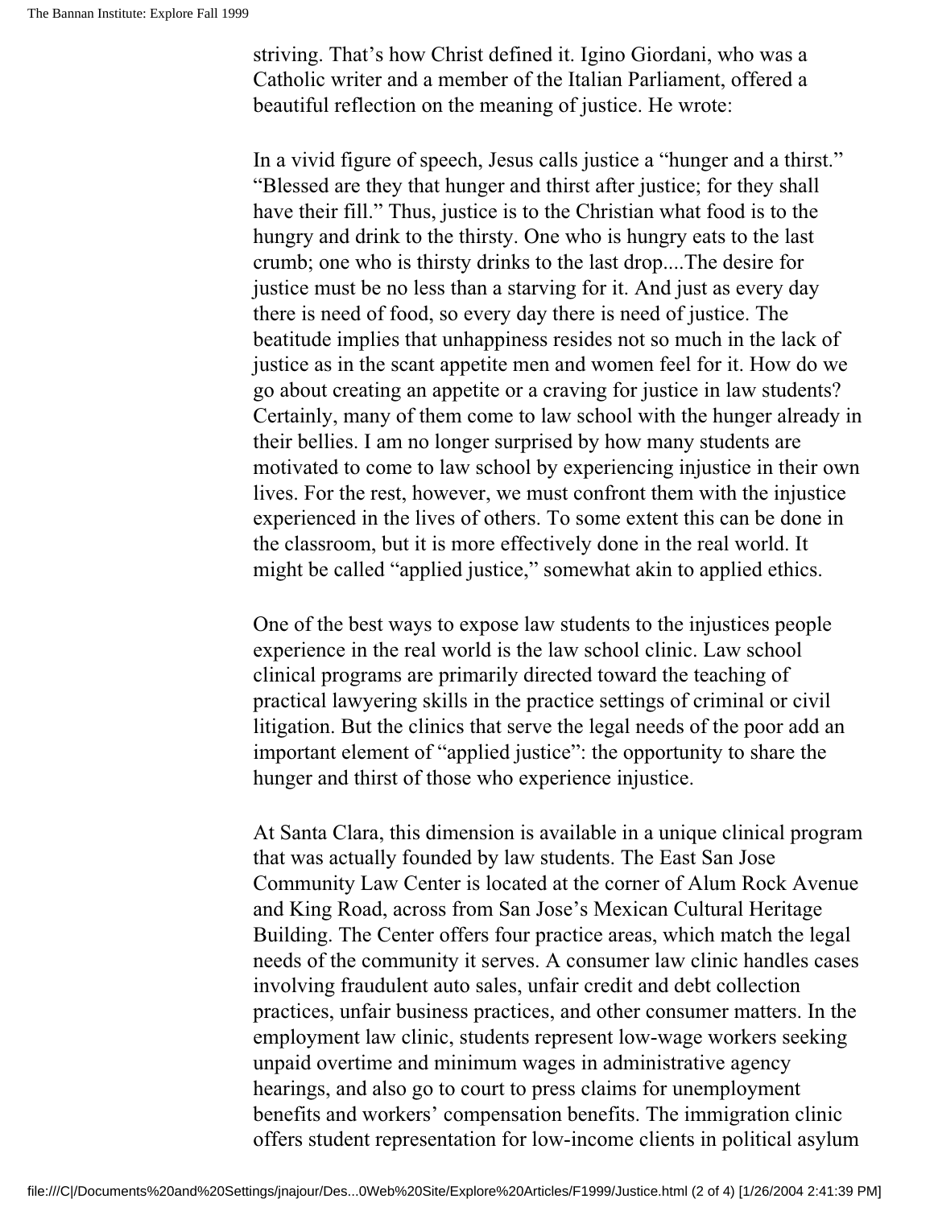striving. That's how Christ defined it. Igino Giordani, who was a Catholic writer and a member of the Italian Parliament, offered a beautiful reflection on the meaning of justice. He wrote:

In a vivid figure of speech, Jesus calls justice a "hunger and a thirst." "Blessed are they that hunger and thirst after justice; for they shall have their fill." Thus, justice is to the Christian what food is to the hungry and drink to the thirsty. One who is hungry eats to the last crumb; one who is thirsty drinks to the last drop....The desire for justice must be no less than a starving for it. And just as every day there is need of food, so every day there is need of justice. The beatitude implies that unhappiness resides not so much in the lack of justice as in the scant appetite men and women feel for it. How do we go about creating an appetite or a craving for justice in law students? Certainly, many of them come to law school with the hunger already in their bellies. I am no longer surprised by how many students are motivated to come to law school by experiencing injustice in their own lives. For the rest, however, we must confront them with the injustice experienced in the lives of others. To some extent this can be done in the classroom, but it is more effectively done in the real world. It might be called "applied justice," somewhat akin to applied ethics.

One of the best ways to expose law students to the injustices people experience in the real world is the law school clinic. Law school clinical programs are primarily directed toward the teaching of practical lawyering skills in the practice settings of criminal or civil litigation. But the clinics that serve the legal needs of the poor add an important element of "applied justice": the opportunity to share the hunger and thirst of those who experience injustice.

At Santa Clara, this dimension is available in a unique clinical program that was actually founded by law students. The East San Jose Community Law Center is located at the corner of Alum Rock Avenue and King Road, across from San Jose's Mexican Cultural Heritage Building. The Center offers four practice areas, which match the legal needs of the community it serves. A consumer law clinic handles cases involving fraudulent auto sales, unfair credit and debt collection practices, unfair business practices, and other consumer matters. In the employment law clinic, students represent low-wage workers seeking unpaid overtime and minimum wages in administrative agency hearings, and also go to court to press claims for unemployment benefits and workers' compensation benefits. The immigration clinic offers student representation for low-income clients in political asylum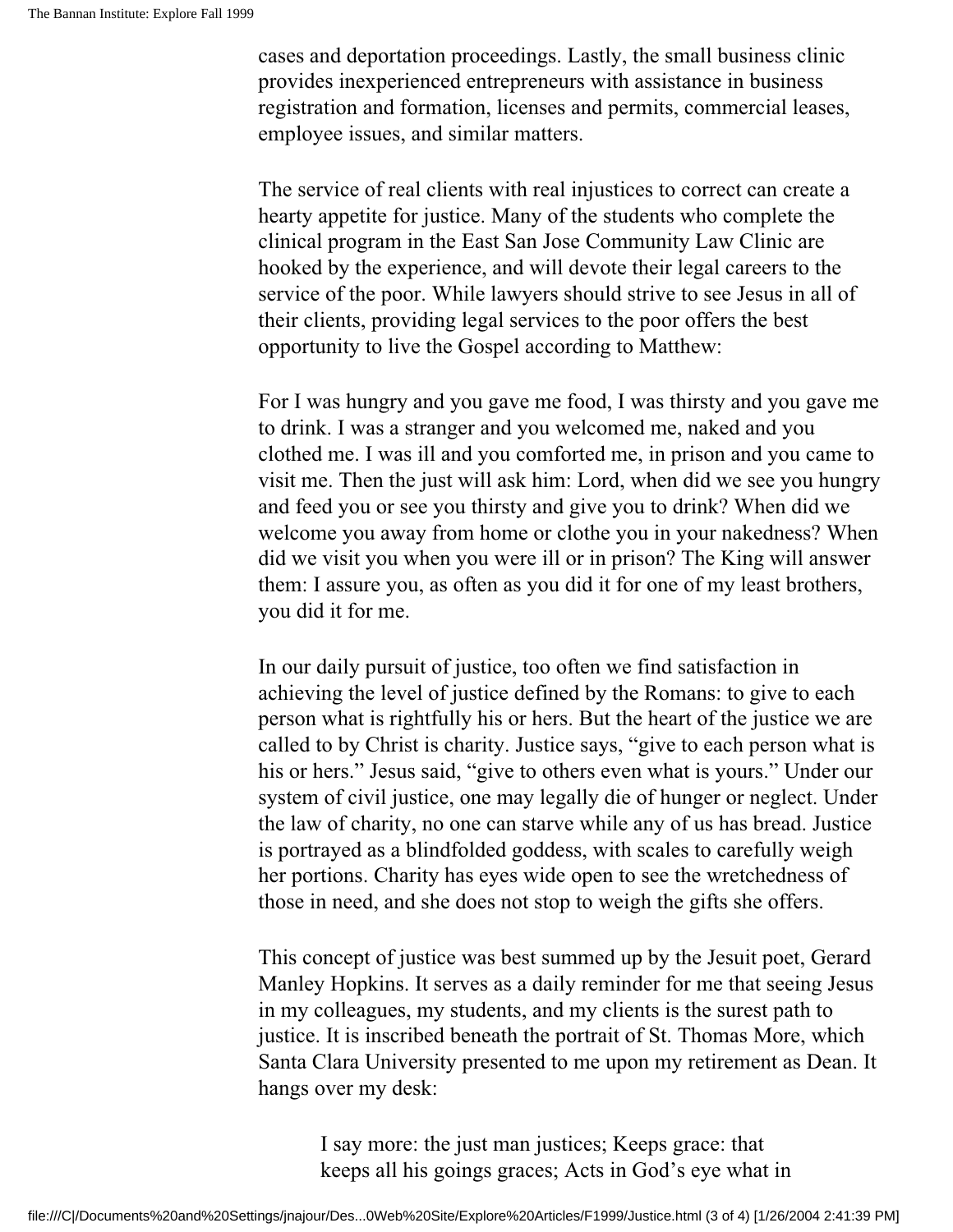cases and deportation proceedings. Lastly, the small business clinic provides inexperienced entrepreneurs with assistance in business registration and formation, licenses and permits, commercial leases, employee issues, and similar matters.

The service of real clients with real injustices to correct can create a hearty appetite for justice. Many of the students who complete the clinical program in the East San Jose Community Law Clinic are hooked by the experience, and will devote their legal careers to the service of the poor. While lawyers should strive to see Jesus in all of their clients, providing legal services to the poor offers the best opportunity to live the Gospel according to Matthew:

For I was hungry and you gave me food, I was thirsty and you gave me to drink. I was a stranger and you welcomed me, naked and you clothed me. I was ill and you comforted me, in prison and you came to visit me. Then the just will ask him: Lord, when did we see you hungry and feed you or see you thirsty and give you to drink? When did we welcome you away from home or clothe you in your nakedness? When did we visit you when you were ill or in prison? The King will answer them: I assure you, as often as you did it for one of my least brothers, you did it for me.

In our daily pursuit of justice, too often we find satisfaction in achieving the level of justice defined by the Romans: to give to each person what is rightfully his or hers. But the heart of the justice we are called to by Christ is charity. Justice says, "give to each person what is his or hers." Jesus said, "give to others even what is yours." Under our system of civil justice, one may legally die of hunger or neglect. Under the law of charity, no one can starve while any of us has bread. Justice is portrayed as a blindfolded goddess, with scales to carefully weigh her portions. Charity has eyes wide open to see the wretchedness of those in need, and she does not stop to weigh the gifts she offers.

This concept of justice was best summed up by the Jesuit poet, Gerard Manley Hopkins. It serves as a daily reminder for me that seeing Jesus in my colleagues, my students, and my clients is the surest path to justice. It is inscribed beneath the portrait of St. Thomas More, which Santa Clara University presented to me upon my retirement as Dean. It hangs over my desk:

> I say more: the just man justices; Keeps grace: that keeps all his goings graces; Acts in God's eye what in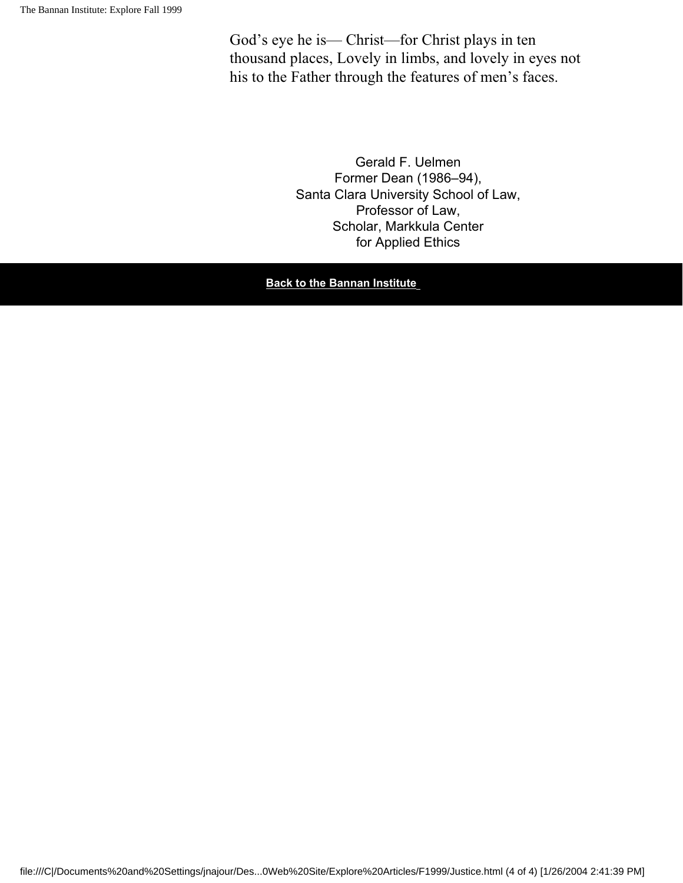God's eye he is— Christ—for Christ plays in ten thousand places, Lovely in limbs, and lovely in eyes not his to the Father through the features of men's faces.

Gerald F. Uelmen
Former Dean (1986–94),
Santa Clara University School of Law,
Professor of Law,
Scholar, Markkula Center
for Applied Ethics

**Back to the Bannan Institute**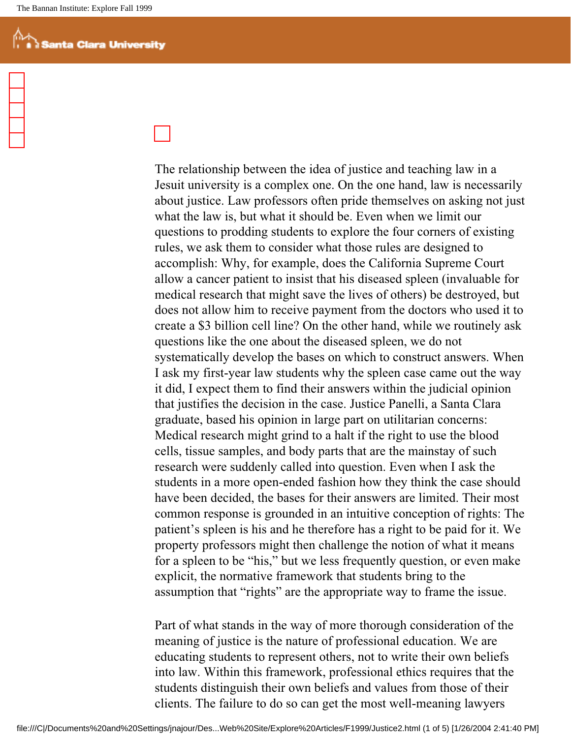The relationship between the idea of justice and teaching law in a Jesuit university is a complex one. On the one hand, law is necessarily about justice. Law professors often pride themselves on asking not just what the law is, but what it should be. Even when we limit our questions to prodding students to explore the four corners of existing rules, we ask them to consider what those rules are designed to accomplish: Why, for example, does the California Supreme Court allow a cancer patient to insist that his diseased spleen (invaluable for medical research that might save the lives of others) be destroyed, but does not allow him to receive payment from the doctors who used it to create a $3 billion cell line? On the other hand, while we routinely ask questions like the one about the diseased spleen, we do not systematically develop the bases on which to construct answers. When I ask my first-year law students why the spleen case came out the way it did, I expect them to find their answers within the judicial opinion that justifies the decision in the case. Justice Panelli, a Santa Clara graduate, based his opinion in large part on utilitarian concerns: Medical research might grind to a halt if the right to use the blood cells, tissue samples, and body parts that are the mainstay of such research were suddenly called into question. Even when I ask the students in a more open-ended fashion how they think the case should have been decided, the bases for their answers are limited. Their most common response is grounded in an intuitive conception of rights: The patient's spleen is his and he therefore has a right to be paid for it. We property professors might then challenge the notion of what it means for a spleen to be "his," but we less frequently question, or even make explicit, the normative framework that students bring to the assumption that "rights" are the appropriate way to frame the issue.

Part of what stands in the way of more thorough consideration of the meaning of justice is the nature of professional education. We are educating students to represent others, not to write their own beliefs into law. Within this framework, professional ethics requires that the students distinguish their own beliefs and values from those of their clients. The failure to do so can get the most well-meaning lawyers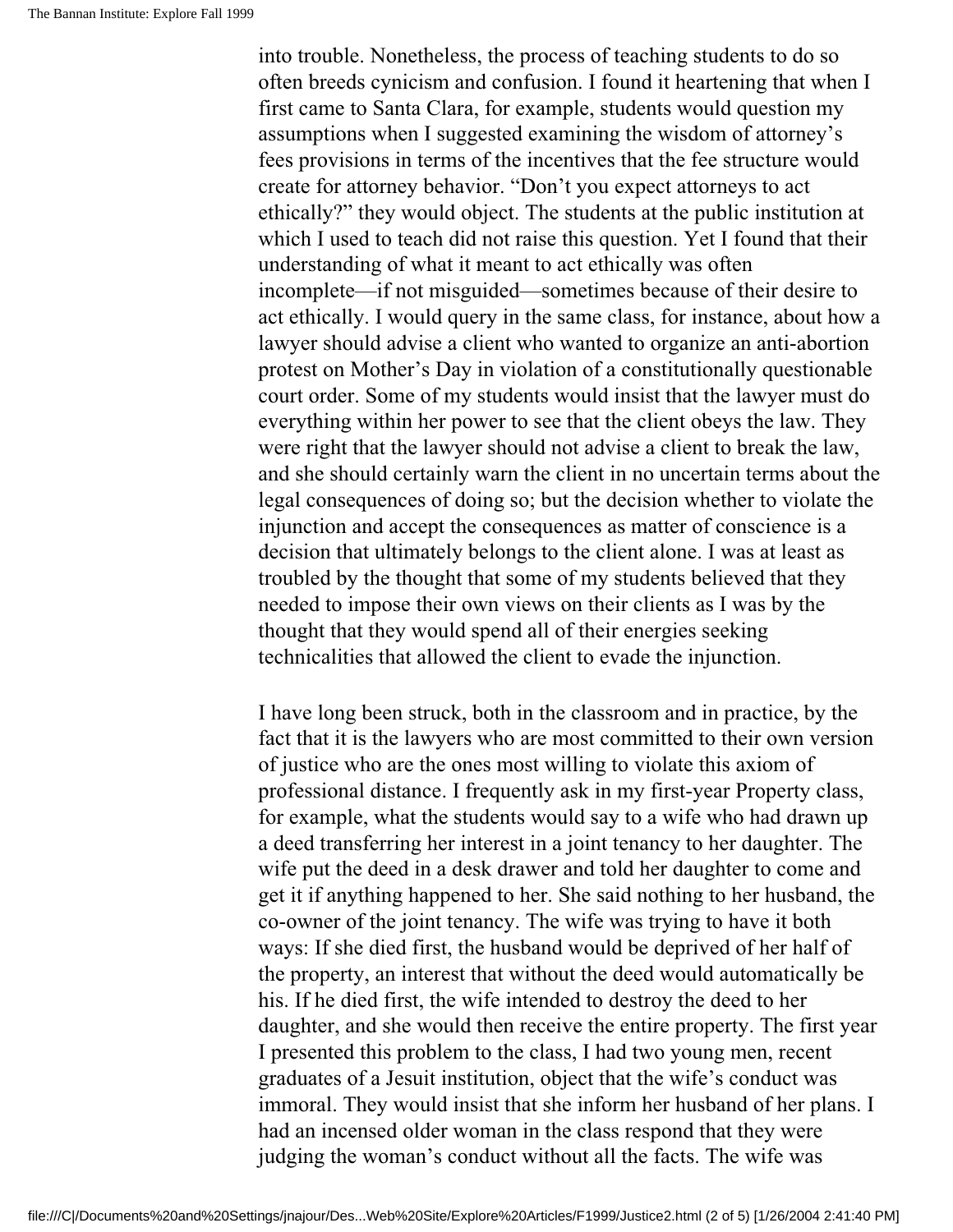into trouble. Nonetheless, the process of teaching students to do so often breeds cynicism and confusion. I found it heartening that when I first came to Santa Clara, for example, students would question my assumptions when I suggested examining the wisdom of attorney's fees provisions in terms of the incentives that the fee structure would create for attorney behavior. "Don't you expect attorneys to act ethically?" they would object. The students at the public institution at which I used to teach did not raise this question. Yet I found that their understanding of what it meant to act ethically was often incomplete—if not misguided—sometimes because of their desire to act ethically. I would query in the same class, for instance, about how a lawyer should advise a client who wanted to organize an anti-abortion protest on Mother's Day in violation of a constitutionally questionable court order. Some of my students would insist that the lawyer must do everything within her power to see that the client obeys the law. They were right that the lawyer should not advise a client to break the law, and she should certainly warn the client in no uncertain terms about the legal consequences of doing so; but the decision whether to violate the injunction and accept the consequences as matter of conscience is a decision that ultimately belongs to the client alone. I was at least as troubled by the thought that some of my students believed that they needed to impose their own views on their clients as I was by the thought that they would spend all of their energies seeking technicalities that allowed the client to evade the injunction.

I have long been struck, both in the classroom and in practice, by the fact that it is the lawyers who are most committed to their own version of justice who are the ones most willing to violate this axiom of professional distance. I frequently ask in my first-year Property class, for example, what the students would say to a wife who had drawn up a deed transferring her interest in a joint tenancy to her daughter. The wife put the deed in a desk drawer and told her daughter to come and get it if anything happened to her. She said nothing to her husband, the co-owner of the joint tenancy. The wife was trying to have it both ways: If she died first, the husband would be deprived of her half of the property, an interest that without the deed would automatically be his. If he died first, the wife intended to destroy the deed to her daughter, and she would then receive the entire property. The first year I presented this problem to the class, I had two young men, recent graduates of a Jesuit institution, object that the wife's conduct was immoral. They would insist that she inform her husband of her plans. I had an incensed older woman in the class respond that they were judging the woman's conduct without all the facts. The wife was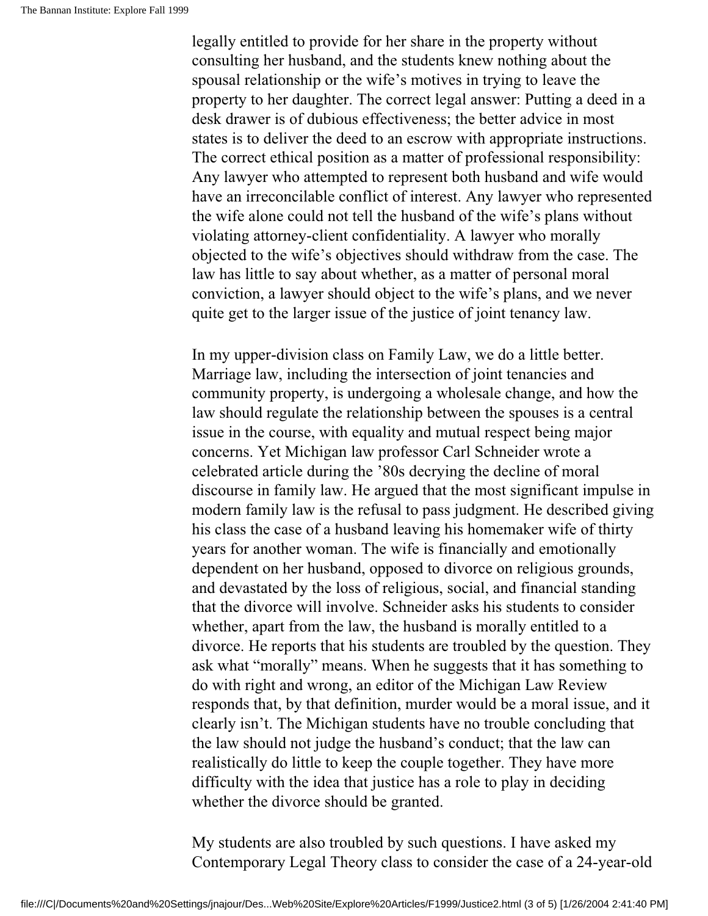legally entitled to provide for her share in the property without consulting her husband, and the students knew nothing about the spousal relationship or the wife's motives in trying to leave the property to her daughter. The correct legal answer: Putting a deed in a desk drawer is of dubious effectiveness; the better advice in most states is to deliver the deed to an escrow with appropriate instructions. The correct ethical position as a matter of professional responsibility: Any lawyer who attempted to represent both husband and wife would have an irreconcilable conflict of interest. Any lawyer who represented the wife alone could not tell the husband of the wife's plans without violating attorney-client confidentiality. A lawyer who morally objected to the wife's objectives should withdraw from the case. The law has little to say about whether, as a matter of personal moral conviction, a lawyer should object to the wife's plans, and we never quite get to the larger issue of the justice of joint tenancy law.

In my upper-division class on Family Law, we do a little better. Marriage law, including the intersection of joint tenancies and community property, is undergoing a wholesale change, and how the law should regulate the relationship between the spouses is a central issue in the course, with equality and mutual respect being major concerns. Yet Michigan law professor Carl Schneider wrote a celebrated article during the '80s decrying the decline of moral discourse in family law. He argued that the most significant impulse in modern family law is the refusal to pass judgment. He described giving his class the case of a husband leaving his homemaker wife of thirty years for another woman. The wife is financially and emotionally dependent on her husband, opposed to divorce on religious grounds, and devastated by the loss of religious, social, and financial standing that the divorce will involve. Schneider asks his students to consider whether, apart from the law, the husband is morally entitled to a divorce. He reports that his students are troubled by the question. They ask what "morally" means. When he suggests that it has something to do with right and wrong, an editor of the Michigan Law Review responds that, by that definition, murder would be a moral issue, and it clearly isn't. The Michigan students have no trouble concluding that the law should not judge the husband's conduct; that the law can realistically do little to keep the couple together. They have more difficulty with the idea that justice has a role to play in deciding whether the divorce should be granted.

My students are also troubled by such questions. I have asked my Contemporary Legal Theory class to consider the case of a 24-year-old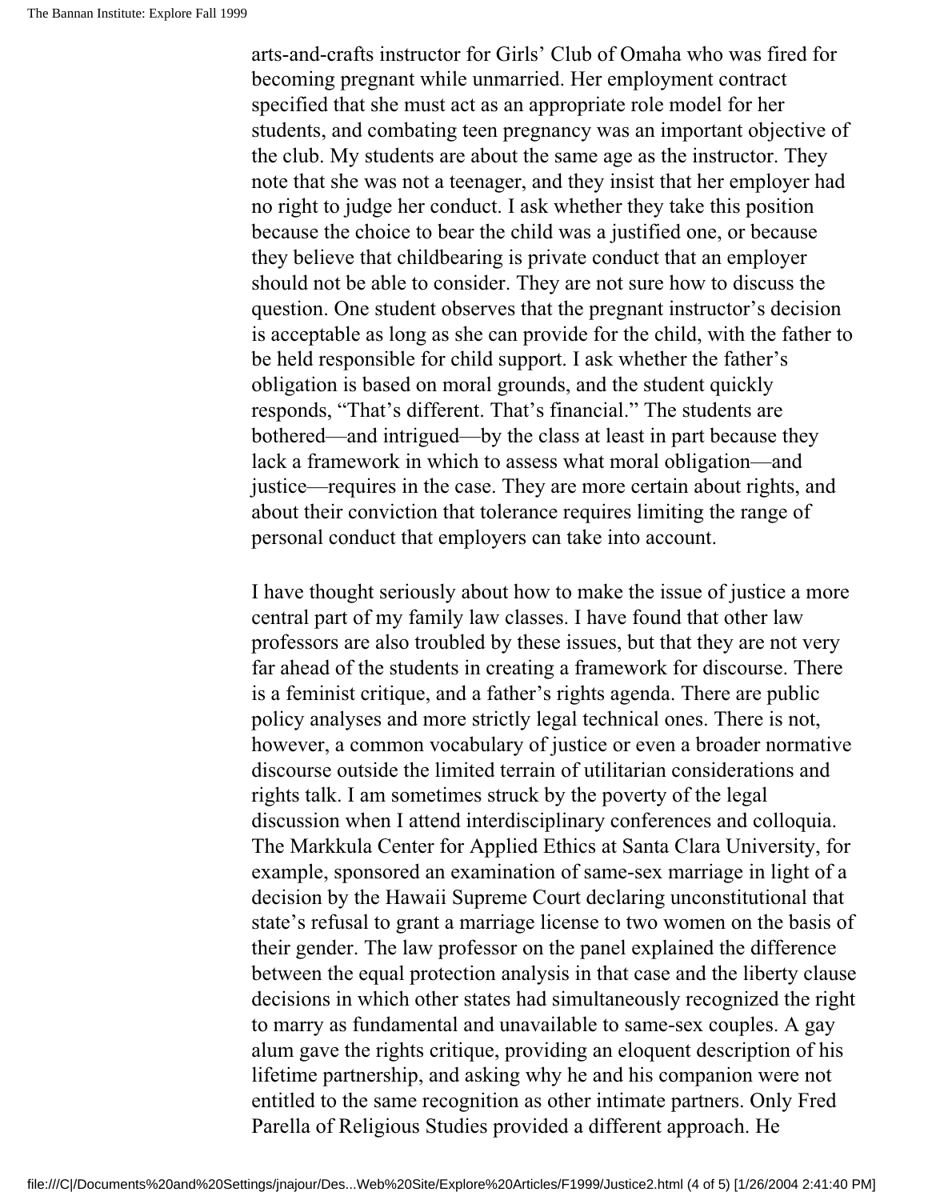arts-and-crafts instructor for Girls' Club of Omaha who was fired for becoming pregnant while unmarried. Her employment contract specified that she must act as an appropriate role model for her students, and combating teen pregnancy was an important objective of the club. My students are about the same age as the instructor. They note that she was not a teenager, and they insist that her employer had no right to judge her conduct. I ask whether they take this position because the choice to bear the child was a justified one, or because they believe that childbearing is private conduct that an employer should not be able to consider. They are not sure how to discuss the question. One student observes that the pregnant instructor's decision is acceptable as long as she can provide for the child, with the father to be held responsible for child support. I ask whether the father's obligation is based on moral grounds, and the student quickly responds, "That's different. That's financial." The students are bothered—and intrigued—by the class at least in part because they lack a framework in which to assess what moral obligation—and justice—requires in the case. They are more certain about rights, and about their conviction that tolerance requires limiting the range of personal conduct that employers can take into account.

I have thought seriously about how to make the issue of justice a more central part of my family law classes. I have found that other law professors are also troubled by these issues, but that they are not very far ahead of the students in creating a framework for discourse. There is a feminist critique, and a father's rights agenda. There are public policy analyses and more strictly legal technical ones. There is not, however, a common vocabulary of justice or even a broader normative discourse outside the limited terrain of utilitarian considerations and rights talk. I am sometimes struck by the poverty of the legal discussion when I attend interdisciplinary conferences and colloquia. The Markkula Center for Applied Ethics at Santa Clara University, for example, sponsored an examination of same-sex marriage in light of a decision by the Hawaii Supreme Court declaring unconstitutional that state's refusal to grant a marriage license to two women on the basis of their gender. The law professor on the panel explained the difference between the equal protection analysis in that case and the liberty clause decisions in which other states had simultaneously recognized the right to marry as fundamental and unavailable to same-sex couples. A gay alum gave the rights critique, providing an eloquent description of his lifetime partnership, and asking why he and his companion were not entitled to the same recognition as other intimate partners. Only Fred Parella of Religious Studies provided a different approach. He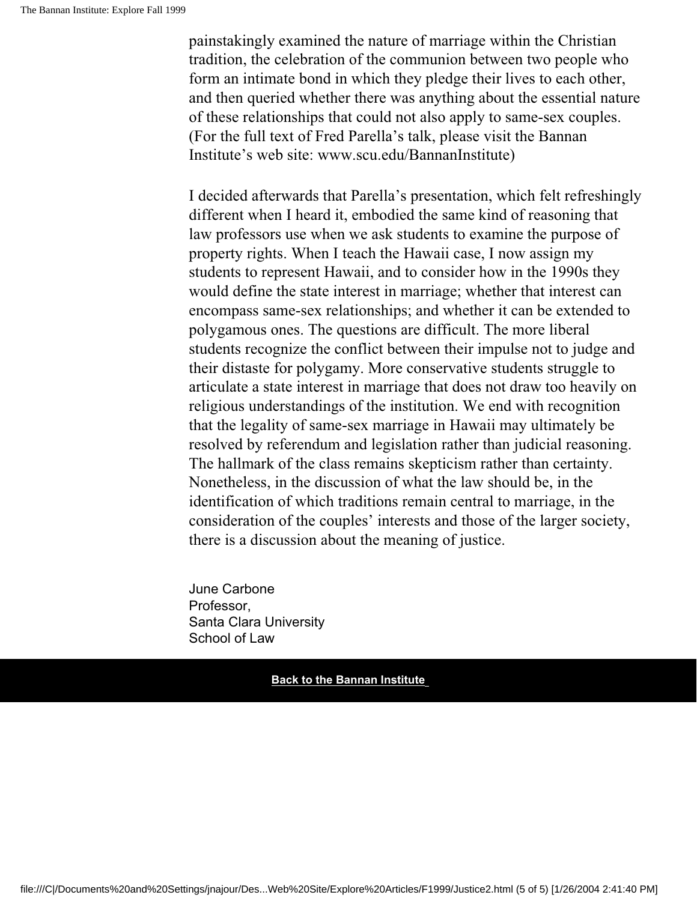painstakingly examined the nature of marriage within the Christian tradition, the celebration of the communion between two people who form an intimate bond in which they pledge their lives to each other, and then queried whether there was anything about the essential nature of these relationships that could not also apply to same-sex couples. (For the full text of Fred Parella's talk, please visit the Bannan Institute's web site: www.scu.edu/BannanInstitute)

I decided afterwards that Parella's presentation, which felt refreshingly different when I heard it, embodied the same kind of reasoning that law professors use when we ask students to examine the purpose of property rights. When I teach the Hawaii case, I now assign my students to represent Hawaii, and to consider how in the 1990s they would define the state interest in marriage; whether that interest can encompass same-sex relationships; and whether it can be extended to polygamous ones. The questions are difficult. The more liberal students recognize the conflict between their impulse not to judge and their distaste for polygamy. More conservative students struggle to articulate a state interest in marriage that does not draw too heavily on religious understandings of the institution. We end with recognition that the legality of same-sex marriage in Hawaii may ultimately be resolved by referendum and legislation rather than judicial reasoning. The hallmark of the class remains skepticism rather than certainty. Nonetheless, in the discussion of what the law should be, in the identification of which traditions remain central to marriage, in the consideration of the couples' interests and those of the larger society, there is a discussion about the meaning of justice.

June Carbone
Professor,
Santa Clara University
School of Law

**Back to the Bannan Institute**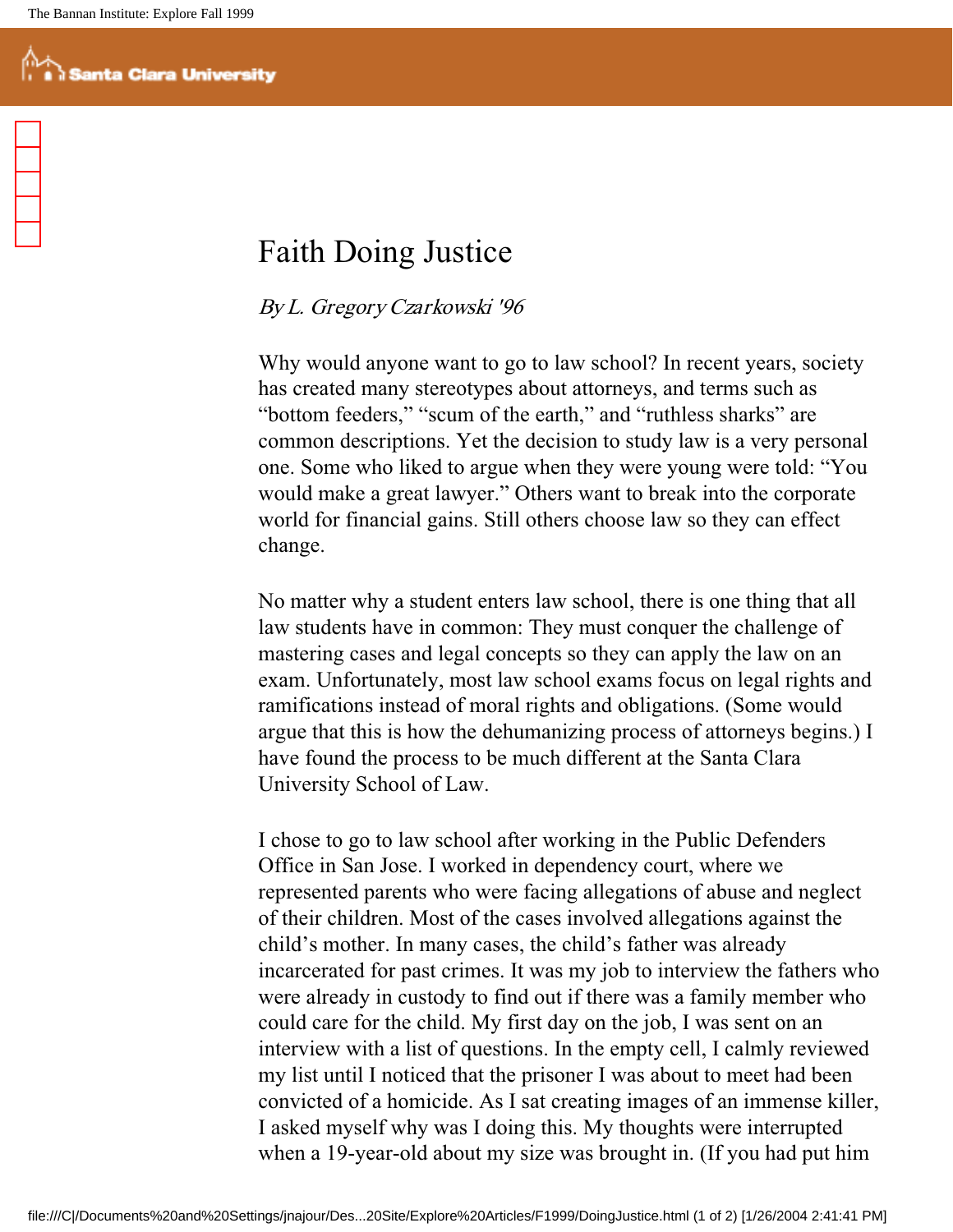# Faith Doing Justice

*By L. Gregory Czarkowski '96*

Why would anyone want to go to law school? In recent years, society has created many stereotypes about attorneys, and terms such as "bottom feeders," "scum of the earth," and "ruthless sharks" are common descriptions. Yet the decision to study law is a very personal one. Some who liked to argue when they were young were told: "You would make a great lawyer." Others want to break into the corporate world for financial gains. Still others choose law so they can effect change.

No matter why a student enters law school, there is one thing that all law students have in common: They must conquer the challenge of mastering cases and legal concepts so they can apply the law on an exam. Unfortunately, most law school exams focus on legal rights and ramifications instead of moral rights and obligations. (Some would argue that this is how the dehumanizing process of attorneys begins.) I have found the process to be much different at the Santa Clara University School of Law.

I chose to go to law school after working in the Public Defenders Office in San Jose. I worked in dependency court, where we represented parents who were facing allegations of abuse and neglect of their children. Most of the cases involved allegations against the child's mother. In many cases, the child's father was already incarcerated for past crimes. It was my job to interview the fathers who were already in custody to find out if there was a family member who could care for the child. My first day on the job, I was sent on an interview with a list of questions. In the empty cell, I calmly reviewed my list until I noticed that the prisoner I was about to meet had been convicted of a homicide. As I sat creating images of an immense killer, I asked myself why was I doing this. My thoughts were interrupted when a 19-year-old about my size was brought in. (If you had put him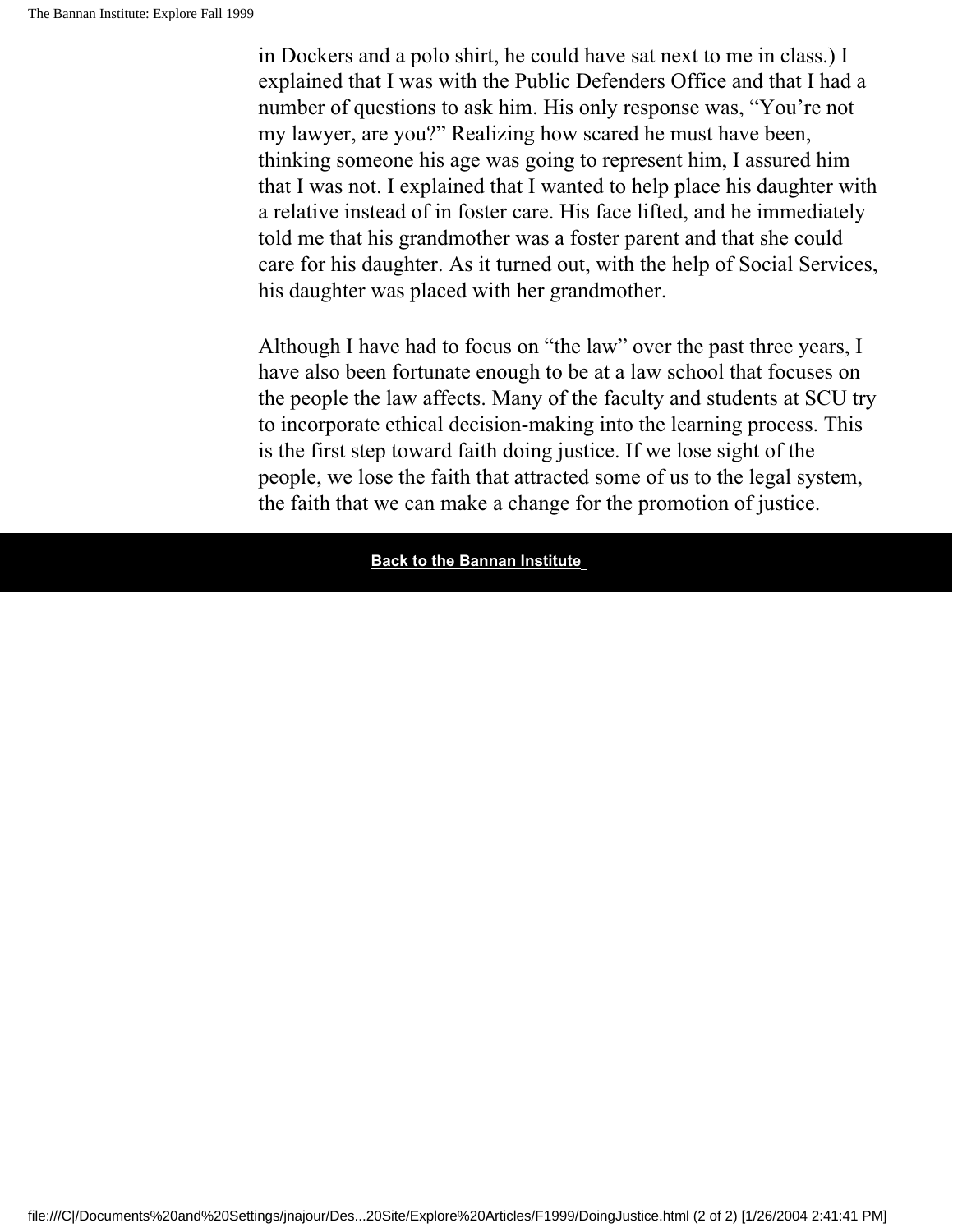in Dockers and a polo shirt, he could have sat next to me in class.) I explained that I was with the Public Defenders Office and that I had a number of questions to ask him. His only response was, "You're not my lawyer, are you?" Realizing how scared he must have been, thinking someone his age was going to represent him, I assured him that I was not. I explained that I wanted to help place his daughter with a relative instead of in foster care. His face lifted, and he immediately told me that his grandmother was a foster parent and that she could care for his daughter. As it turned out, with the help of Social Services, his daughter was placed with her grandmother.

Although I have had to focus on "the law" over the past three years, I have also been fortunate enough to be at a law school that focuses on the people the law affects. Many of the faculty and students at SCU try to incorporate ethical decision-making into the learning process. This is the first step toward faith doing justice. If we lose sight of the people, we lose the faith that attracted some of us to the legal system, the faith that we can make a change for the promotion of justice.

**Back to the Bannan Institute**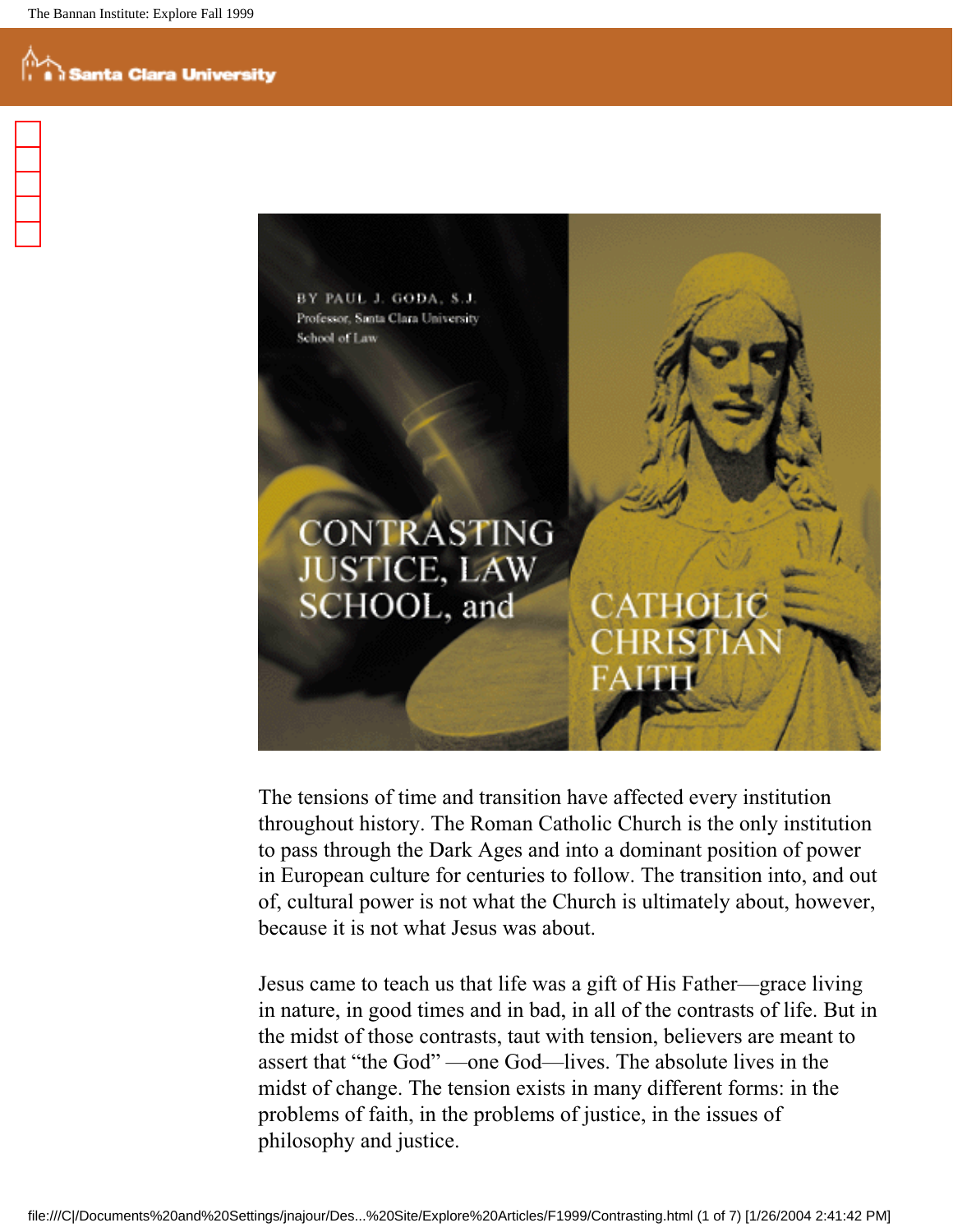# CONTRASTING JUSTICE, LAW SCHOOL, and CATHOLIC CHRISTIAN FAITH

BY PAUL J. GODA, S.J.
Professor, Santa Clara University School of Law

The tensions of time and transition have affected every institution throughout history. The Roman Catholic Church is the only institution to pass through the Dark Ages and into a dominant position of power in European culture for centuries to follow. The transition into, and out of, cultural power is not what the Church is ultimately about, however, because it is not what Jesus was about.

Jesus came to teach us that life was a gift of His Father—grace living in nature, in good times and in bad, in all of the contrasts of life. But in the midst of those contrasts, taut with tension, believers are meant to assert that "the God" —one God—lives. The absolute lives in the midst of change. The tension exists in many different forms: in the problems of faith, in the problems of justice, in the issues of philosophy and justice.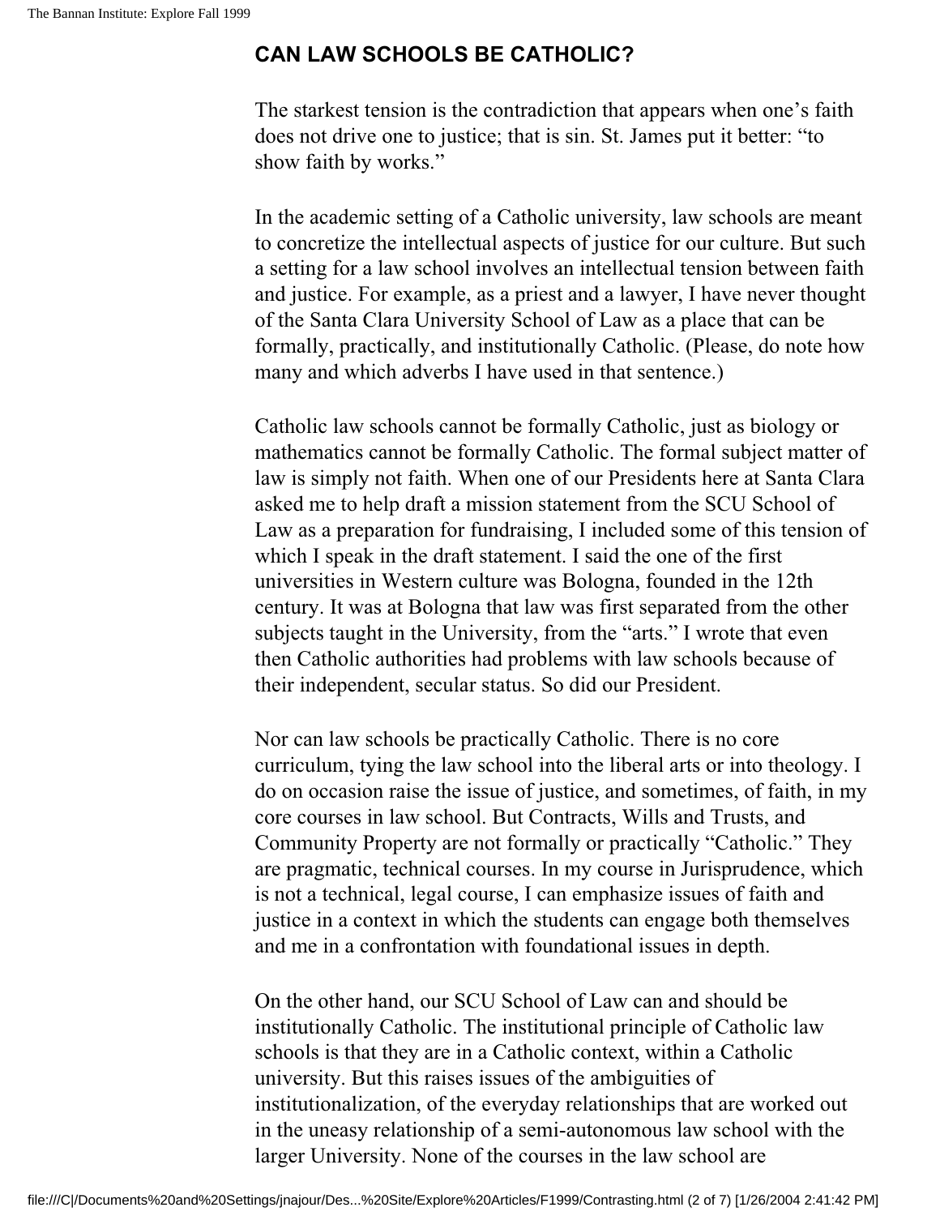## CAN LAW SCHOOLS BE CATHOLIC?

The starkest tension is the contradiction that appears when one's faith does not drive one to justice; that is sin. St. James put it better: "to show faith by works."

In the academic setting of a Catholic university, law schools are meant to concretize the intellectual aspects of justice for our culture. But such a setting for a law school involves an intellectual tension between faith and justice. For example, as a priest and a lawyer, I have never thought of the Santa Clara University School of Law as a place that can be formally, practically, and institutionally Catholic. (Please, do note how many and which adverbs I have used in that sentence.)

Catholic law schools cannot be formally Catholic, just as biology or mathematics cannot be formally Catholic. The formal subject matter of law is simply not faith. When one of our Presidents here at Santa Clara asked me to help draft a mission statement from the SCU School of Law as a preparation for fundraising, I included some of this tension of which I speak in the draft statement. I said the one of the first universities in Western culture was Bologna, founded in the 12th century. It was at Bologna that law was first separated from the other subjects taught in the University, from the "arts." I wrote that even then Catholic authorities had problems with law schools because of their independent, secular status. So did our President.

Nor can law schools be practically Catholic. There is no core curriculum, tying the law school into the liberal arts or into theology. I do on occasion raise the issue of justice, and sometimes, of faith, in my core courses in law school. But Contracts, Wills and Trusts, and Community Property are not formally or practically "Catholic." They are pragmatic, technical courses. In my course in Jurisprudence, which is not a technical, legal course, I can emphasize issues of faith and justice in a context in which the students can engage both themselves and me in a confrontation with foundational issues in depth.

On the other hand, our SCU School of Law can and should be institutionally Catholic. The institutional principle of Catholic law schools is that they are in a Catholic context, within a Catholic university. But this raises issues of the ambiguities of institutionalization, of the everyday relationships that are worked out in the uneasy relationship of a semi-autonomous law school with the larger University. None of the courses in the law school are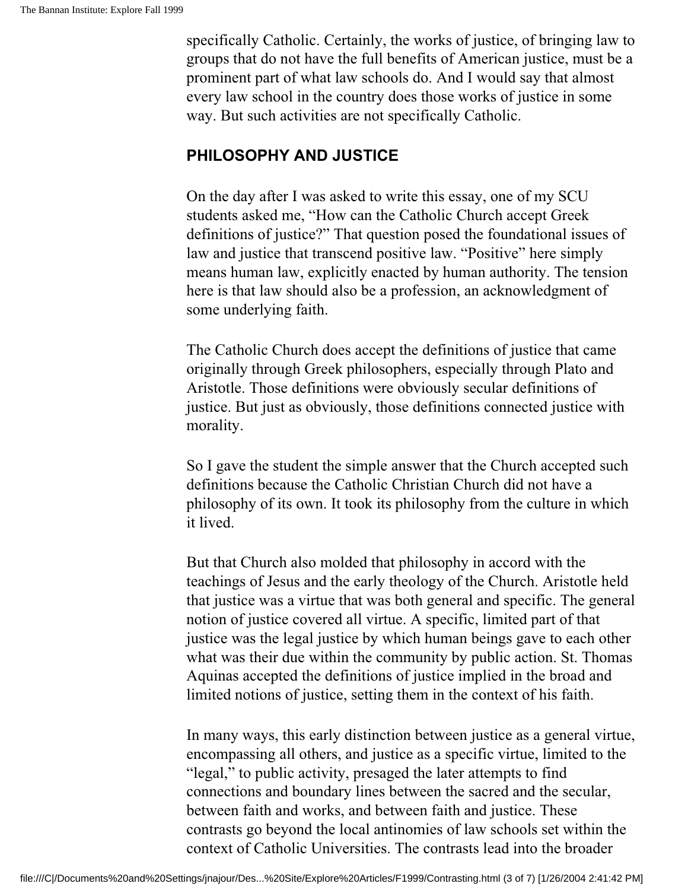specifically Catholic. Certainly, the works of justice, of bringing law to groups that do not have the full benefits of American justice, must be a prominent part of what law schools do. And I would say that almost every law school in the country does those works of justice in some way. But such activities are not specifically Catholic.

## PHILOSOPHY AND JUSTICE

On the day after I was asked to write this essay, one of my SCU students asked me, "How can the Catholic Church accept Greek definitions of justice?" That question posed the foundational issues of law and justice that transcend positive law. "Positive" here simply means human law, explicitly enacted by human authority. The tension here is that law should also be a profession, an acknowledgment of some underlying faith.

The Catholic Church does accept the definitions of justice that came originally through Greek philosophers, especially through Plato and Aristotle. Those definitions were obviously secular definitions of justice. But just as obviously, those definitions connected justice with morality.

So I gave the student the simple answer that the Church accepted such definitions because the Catholic Christian Church did not have a philosophy of its own. It took its philosophy from the culture in which it lived.

But that Church also molded that philosophy in accord with the teachings of Jesus and the early theology of the Church. Aristotle held that justice was a virtue that was both general and specific. The general notion of justice covered all virtue. A specific, limited part of that justice was the legal justice by which human beings gave to each other what was their due within the community by public action. St. Thomas Aquinas accepted the definitions of justice implied in the broad and limited notions of justice, setting them in the context of his faith.

In many ways, this early distinction between justice as a general virtue, encompassing all others, and justice as a specific virtue, limited to the "legal," to public activity, presaged the later attempts to find connections and boundary lines between the sacred and the secular, between faith and works, and between faith and justice. These contrasts go beyond the local antinomies of law schools set within the context of Catholic Universities. The contrasts lead into the broader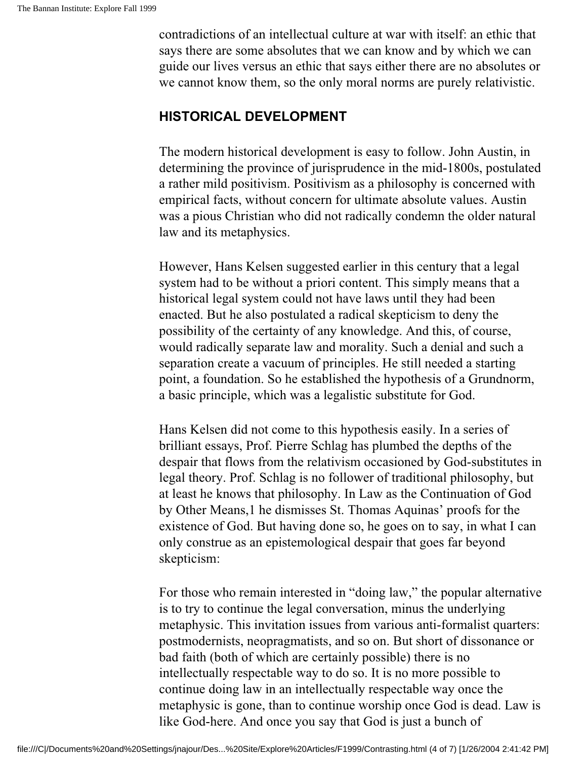contradictions of an intellectual culture at war with itself: an ethic that says there are some absolutes that we can know and by which we can guide our lives versus an ethic that says either there are no absolutes or we cannot know them, so the only moral norms are purely relativistic.

## HISTORICAL DEVELOPMENT

The modern historical development is easy to follow. John Austin, in determining the province of jurisprudence in the mid-1800s, postulated a rather mild positivism. Positivism as a philosophy is concerned with empirical facts, without concern for ultimate absolute values. Austin was a pious Christian who did not radically condemn the older natural law and its metaphysics.

However, Hans Kelsen suggested earlier in this century that a legal system had to be without a priori content. This simply means that a historical legal system could not have laws until they had been enacted. But he also postulated a radical skepticism to deny the possibility of the certainty of any knowledge. And this, of course, would radically separate law and morality. Such a denial and such a separation create a vacuum of principles. He still needed a starting point, a foundation. So he established the hypothesis of a Grundnorm, a basic principle, which was a legalistic substitute for God.

Hans Kelsen did not come to this hypothesis easily. In a series of brilliant essays, Prof. Pierre Schlag has plumbed the depths of the despair that flows from the relativism occasioned by God-substitutes in legal theory. Prof. Schlag is no follower of traditional philosophy, but at least he knows that philosophy. In Law as the Continuation of God by Other Means,[1] he dismisses St. Thomas Aquinas' proofs for the existence of God. But having done so, he goes on to say, in what I can only construe as an epistemological despair that goes far beyond skepticism:

For those who remain interested in "doing law," the popular alternative is to try to continue the legal conversation, minus the underlying metaphysic. This invitation issues from various anti-formalist quarters: postmodernists, neopragmatists, and so on. But short of dissonance or bad faith (both of which are certainly possible) there is no intellectually respectable way to do so. It is no more possible to continue doing law in an intellectually respectable way once the metaphysic is gone, than to continue worship once God is dead. Law is like God-here. And once you say that God is just a bunch of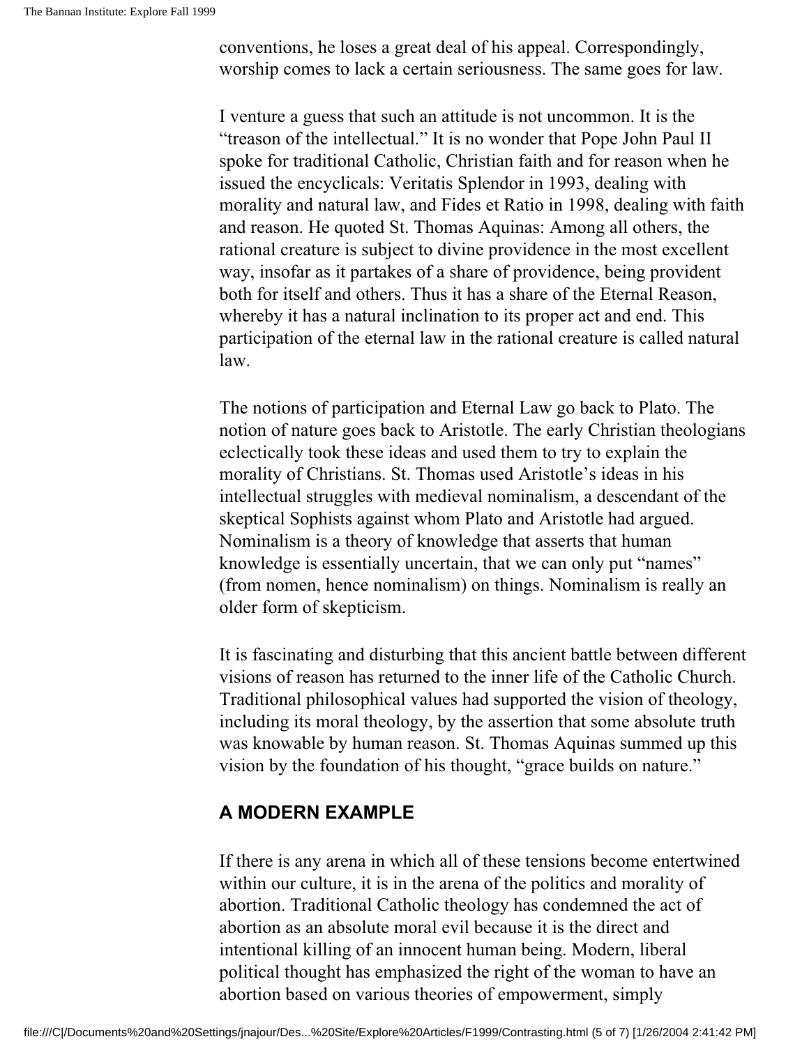conventions, he loses a great deal of his appeal. Correspondingly, worship comes to lack a certain seriousness. The same goes for law.

I venture a guess that such an attitude is not uncommon. It is the "treason of the intellectual." It is no wonder that Pope John Paul II spoke for traditional Catholic, Christian faith and for reason when he issued the encyclicals: Veritatis Splendor in 1993, dealing with morality and natural law, and Fides et Ratio in 1998, dealing with faith and reason. He quoted St. Thomas Aquinas: Among all others, the rational creature is subject to divine providence in the most excellent way, insofar as it partakes of a share of providence, being provident both for itself and others. Thus it has a share of the Eternal Reason, whereby it has a natural inclination to its proper act and end. This participation of the eternal law in the rational creature is called natural law.

The notions of participation and Eternal Law go back to Plato. The notion of nature goes back to Aristotle. The early Christian theologians eclectically took these ideas and used them to try to explain the morality of Christians. St. Thomas used Aristotle's ideas in his intellectual struggles with medieval nominalism, a descendant of the skeptical Sophists against whom Plato and Aristotle had argued. Nominalism is a theory of knowledge that asserts that human knowledge is essentially uncertain, that we can only put "names" (from nomen, hence nominalism) on things. Nominalism is really an older form of skepticism.

It is fascinating and disturbing that this ancient battle between different visions of reason has returned to the inner life of the Catholic Church. Traditional philosophical values had supported the vision of theology, including its moral theology, by the assertion that some absolute truth was knowable by human reason. St. Thomas Aquinas summed up this vision by the foundation of his thought, "grace builds on nature."

## A MODERN EXAMPLE

If there is any arena in which all of these tensions become entertwined within our culture, it is in the arena of the politics and morality of abortion. Traditional Catholic theology has condemned the act of abortion as an absolute moral evil because it is the direct and intentional killing of an innocent human being. Modern, liberal political thought has emphasized the right of the woman to have an abortion based on various theories of empowerment, simply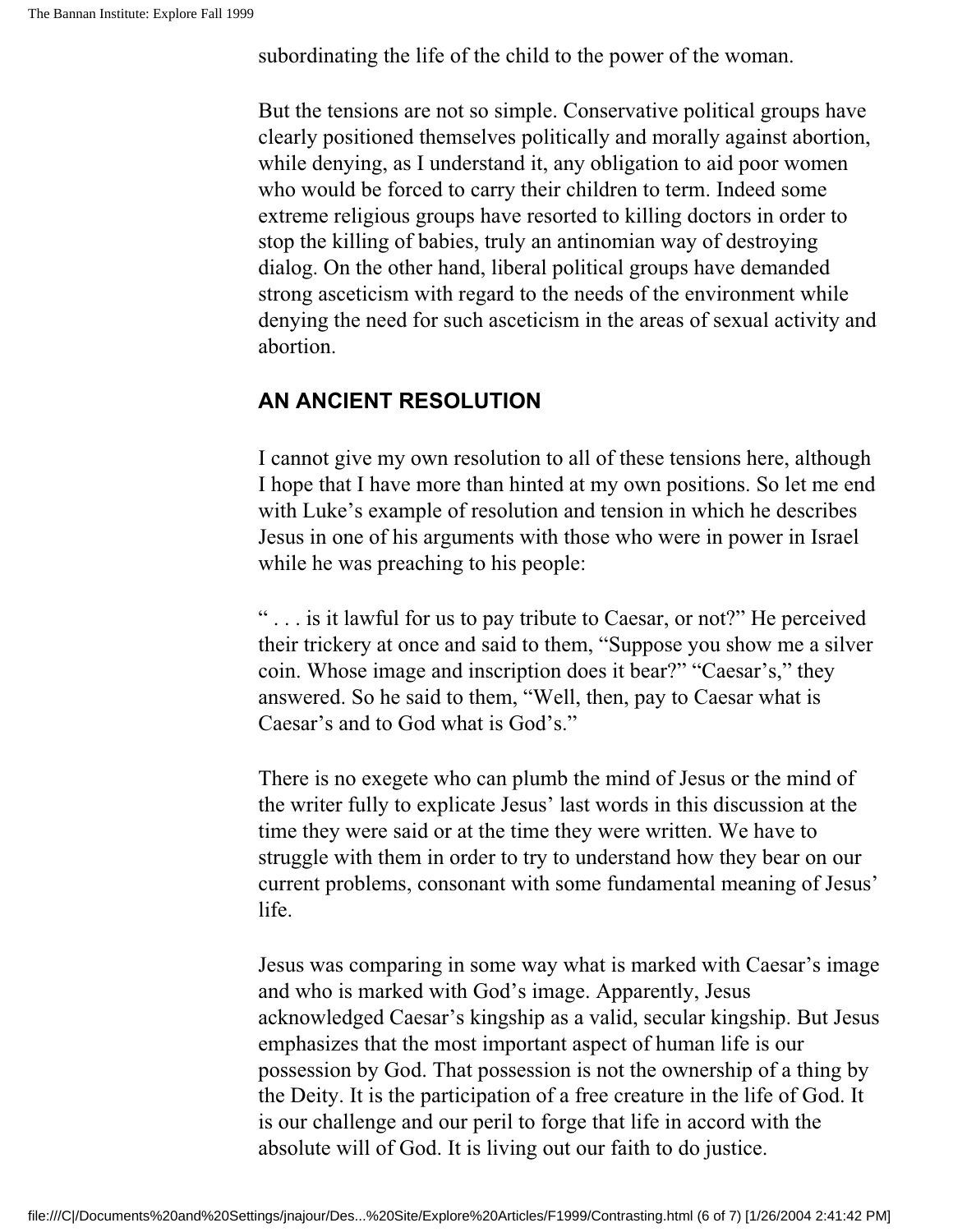subordinating the life of the child to the power of the woman.

But the tensions are not so simple. Conservative political groups have clearly positioned themselves politically and morally against abortion, while denying, as I understand it, any obligation to aid poor women who would be forced to carry their children to term. Indeed some extreme religious groups have resorted to killing doctors in order to stop the killing of babies, truly an antinomian way of destroying dialog. On the other hand, liberal political groups have demanded strong asceticism with regard to the needs of the environment while denying the need for such asceticism in the areas of sexual activity and abortion.

## AN ANCIENT RESOLUTION

I cannot give my own resolution to all of these tensions here, although I hope that I have more than hinted at my own positions. So let me end with Luke's example of resolution and tension in which he describes Jesus in one of his arguments with those who were in power in Israel while he was preaching to his people:

" . . . is it lawful for us to pay tribute to Caesar, or not?" He perceived their trickery at once and said to them, "Suppose you show me a silver coin. Whose image and inscription does it bear?" "Caesar's," they answered. So he said to them, "Well, then, pay to Caesar what is Caesar's and to God what is God's."

There is no exegete who can plumb the mind of Jesus or the mind of the writer fully to explicate Jesus' last words in this discussion at the time they were said or at the time they were written. We have to struggle with them in order to try to understand how they bear on our current problems, consonant with some fundamental meaning of Jesus' life.

Jesus was comparing in some way what is marked with Caesar's image and who is marked with God's image. Apparently, Jesus acknowledged Caesar's kingship as a valid, secular kingship. But Jesus emphasizes that the most important aspect of human life is our possession by God. That possession is not the ownership of a thing by the Deity. It is the participation of a free creature in the life of God. It is our challenge and our peril to forge that life in accord with the absolute will of God. It is living out our faith to do justice.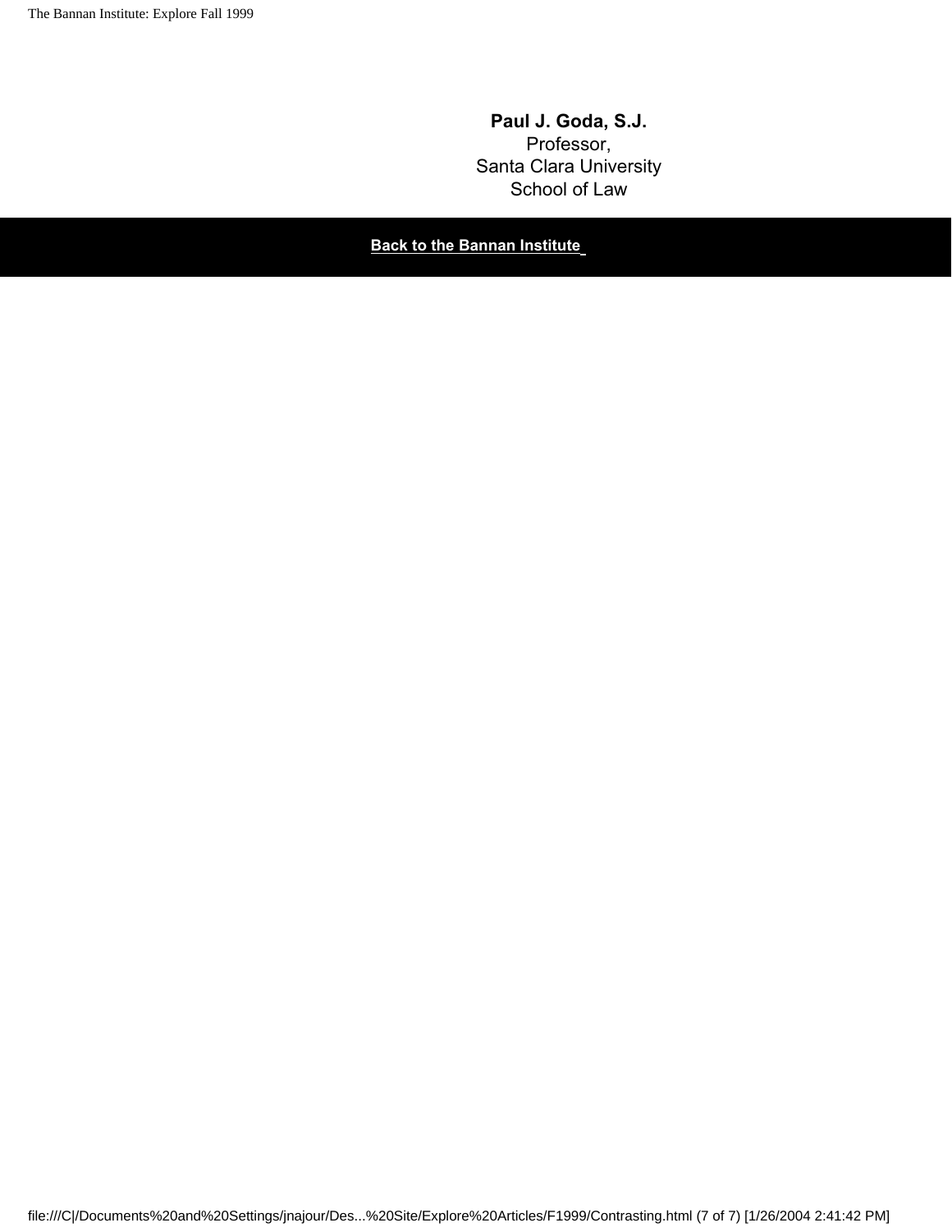**Paul J. Goda, S.J.**
Professor,
Santa Clara University
School of Law

**Back to the Bannan Institute**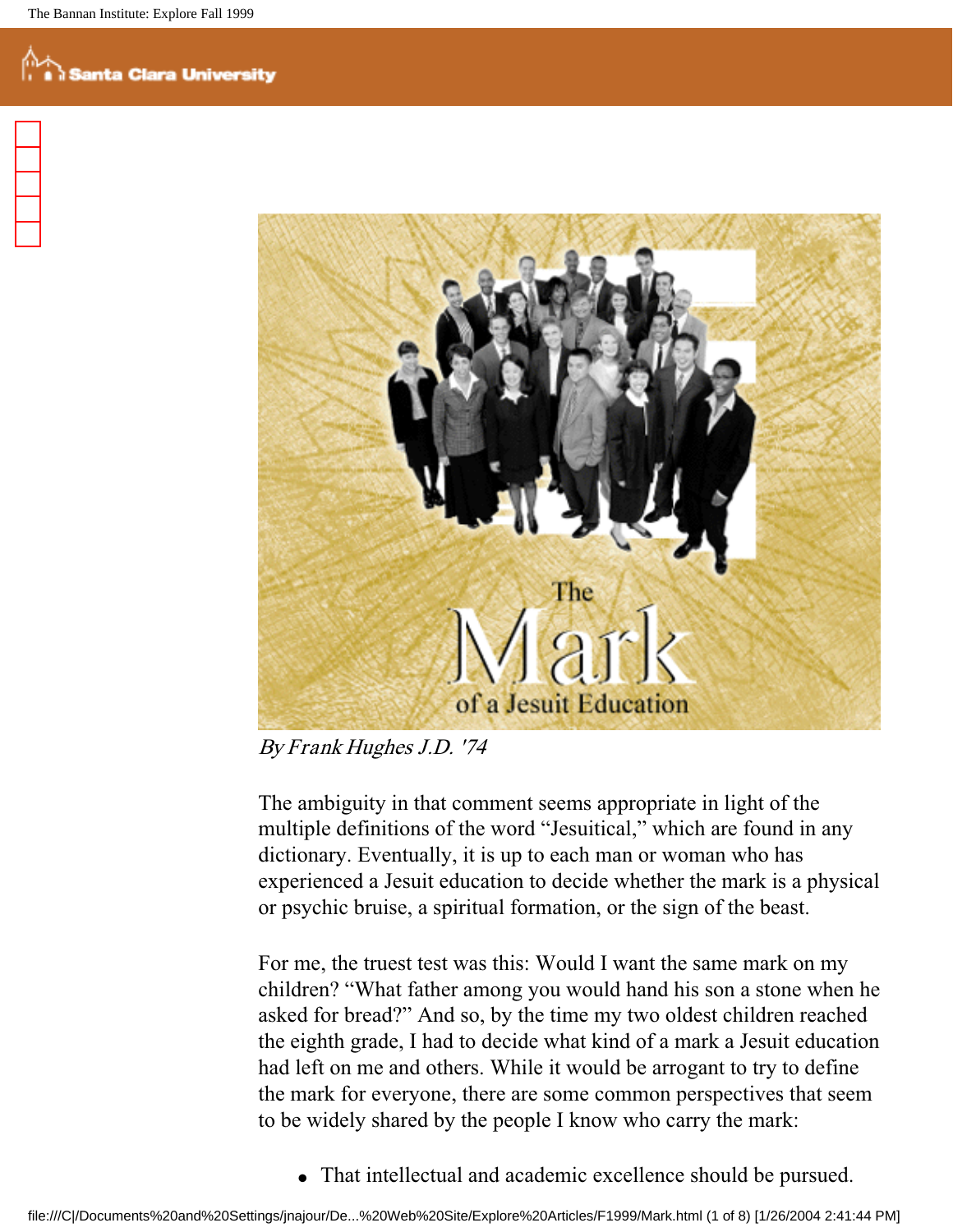# The Mark of a Jesuit Education

*By Frank Hughes J.D. '74*

The ambiguity in that comment seems appropriate in light of the multiple definitions of the word "Jesuitical," which are found in any dictionary. Eventually, it is up to each man or woman who has experienced a Jesuit education to decide whether the mark is a physical or psychic bruise, a spiritual formation, or the sign of the beast.

For me, the truest test was this: Would I want the same mark on my children? "What father among you would hand his son a stone when he asked for bread?" And so, by the time my two oldest children reached the eighth grade, I had to decide what kind of a mark a Jesuit education had left on me and others. While it would be arrogant to try to define the mark for everyone, there are some common perspectives that seem to be widely shared by the people I know who carry the mark:

- That intellectual and academic excellence should be pursued.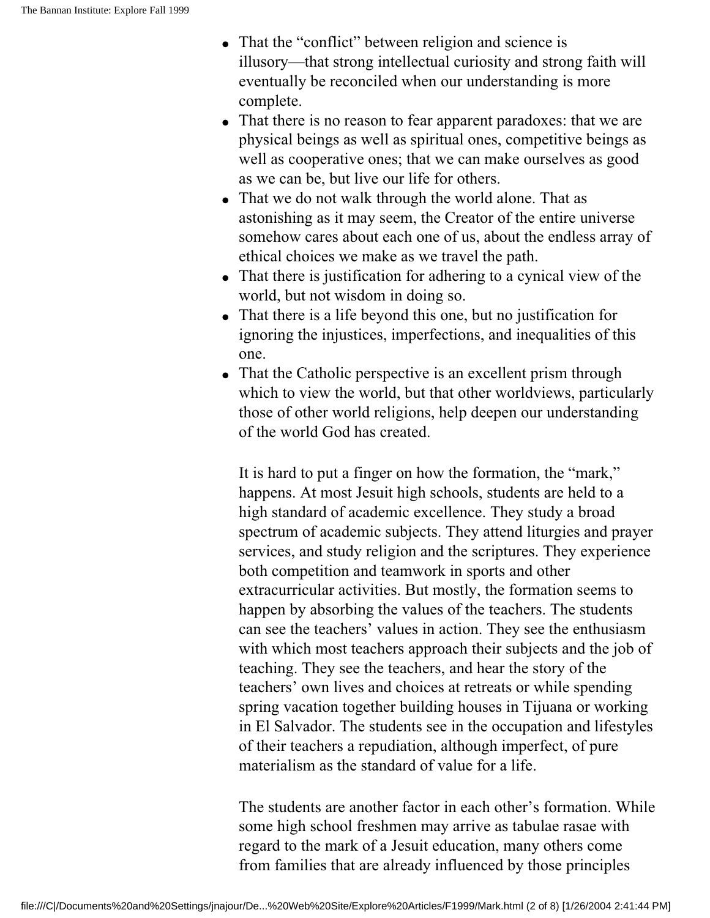- That the "conflict" between religion and science is illusory—that strong intellectual curiosity and strong faith will eventually be reconciled when our understanding is more complete.
- That there is no reason to fear apparent paradoxes: that we are physical beings as well as spiritual ones, competitive beings as well as cooperative ones; that we can make ourselves as good as we can be, but live our life for others.
- That we do not walk through the world alone. That as astonishing as it may seem, the Creator of the entire universe somehow cares about each one of us, about the endless array of ethical choices we make as we travel the path.
- That there is justification for adhering to a cynical view of the world, but not wisdom in doing so.
- That there is a life beyond this one, but no justification for ignoring the injustices, imperfections, and inequalities of this one.
- That the Catholic perspective is an excellent prism through which to view the world, but that other worldviews, particularly those of other world religions, help deepen our understanding of the world God has created.

It is hard to put a finger on how the formation, the "mark," happens. At most Jesuit high schools, students are held to a high standard of academic excellence. They study a broad spectrum of academic subjects. They attend liturgies and prayer services, and study religion and the scriptures. They experience both competition and teamwork in sports and other extracurricular activities. But mostly, the formation seems to happen by absorbing the values of the teachers. The students can see the teachers' values in action. They see the enthusiasm with which most teachers approach their subjects and the job of teaching. They see the teachers, and hear the story of the teachers' own lives and choices at retreats or while spending spring vacation together building houses in Tijuana or working in El Salvador. The students see in the occupation and lifestyles of their teachers a repudiation, although imperfect, of pure materialism as the standard of value for a life.

The students are another factor in each other's formation. While some high school freshmen may arrive as tabulae rasae with regard to the mark of a Jesuit education, many others come from families that are already influenced by those principles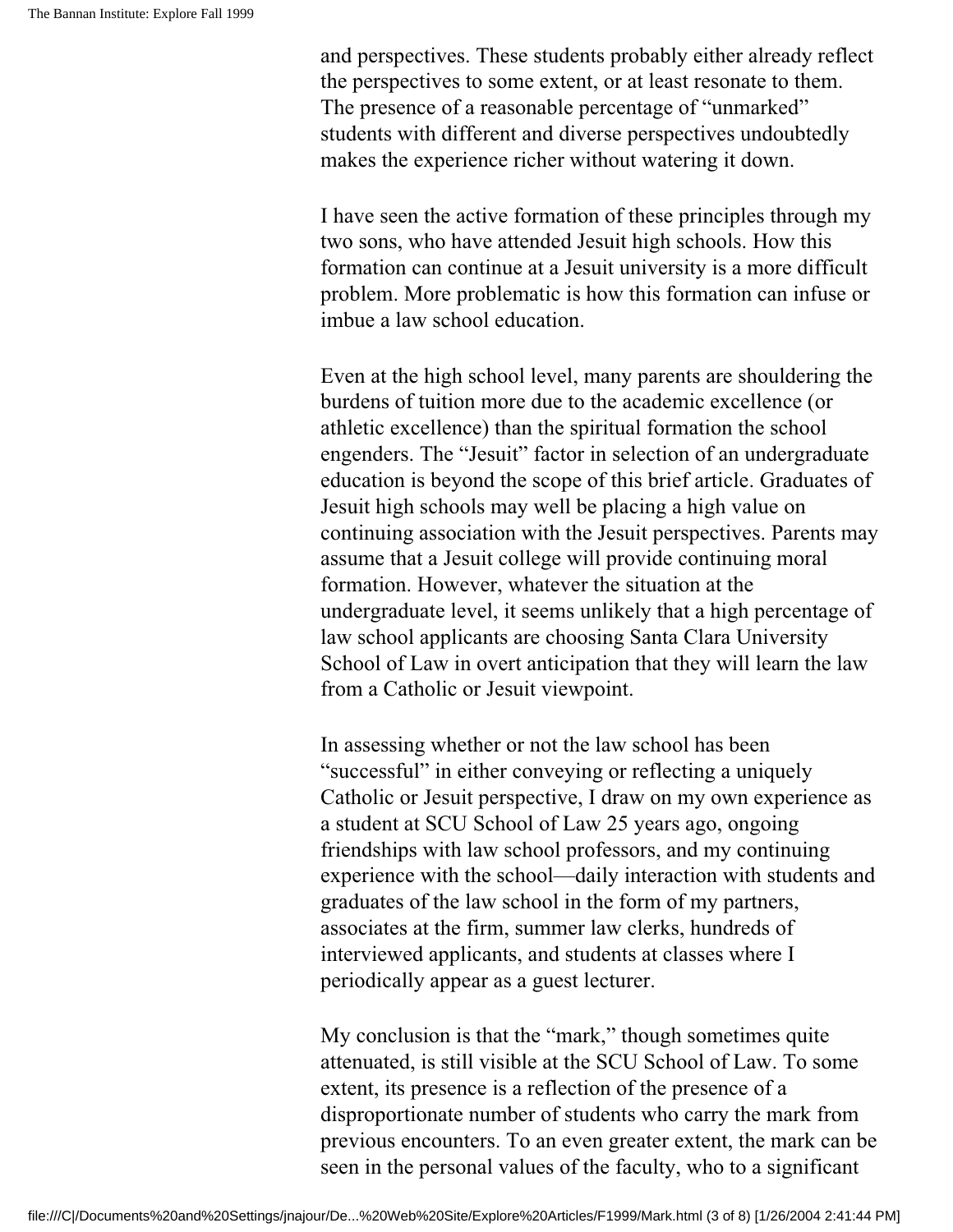and perspectives. These students probably either already reflect the perspectives to some extent, or at least resonate to them. The presence of a reasonable percentage of "unmarked" students with different and diverse perspectives undoubtedly makes the experience richer without watering it down.

I have seen the active formation of these principles through my two sons, who have attended Jesuit high schools. How this formation can continue at a Jesuit university is a more difficult problem. More problematic is how this formation can infuse or imbue a law school education.

Even at the high school level, many parents are shouldering the burdens of tuition more due to the academic excellence (or athletic excellence) than the spiritual formation the school engenders. The "Jesuit" factor in selection of an undergraduate education is beyond the scope of this brief article. Graduates of Jesuit high schools may well be placing a high value on continuing association with the Jesuit perspectives. Parents may assume that a Jesuit college will provide continuing moral formation. However, whatever the situation at the undergraduate level, it seems unlikely that a high percentage of law school applicants are choosing Santa Clara University School of Law in overt anticipation that they will learn the law from a Catholic or Jesuit viewpoint.

In assessing whether or not the law school has been "successful" in either conveying or reflecting a uniquely Catholic or Jesuit perspective, I draw on my own experience as a student at SCU School of Law 25 years ago, ongoing friendships with law school professors, and my continuing experience with the school—daily interaction with students and graduates of the law school in the form of my partners, associates at the firm, summer law clerks, hundreds of interviewed applicants, and students at classes where I periodically appear as a guest lecturer.

My conclusion is that the "mark," though sometimes quite attenuated, is still visible at the SCU School of Law. To some extent, its presence is a reflection of the presence of a disproportionate number of students who carry the mark from previous encounters. To an even greater extent, the mark can be seen in the personal values of the faculty, who to a significant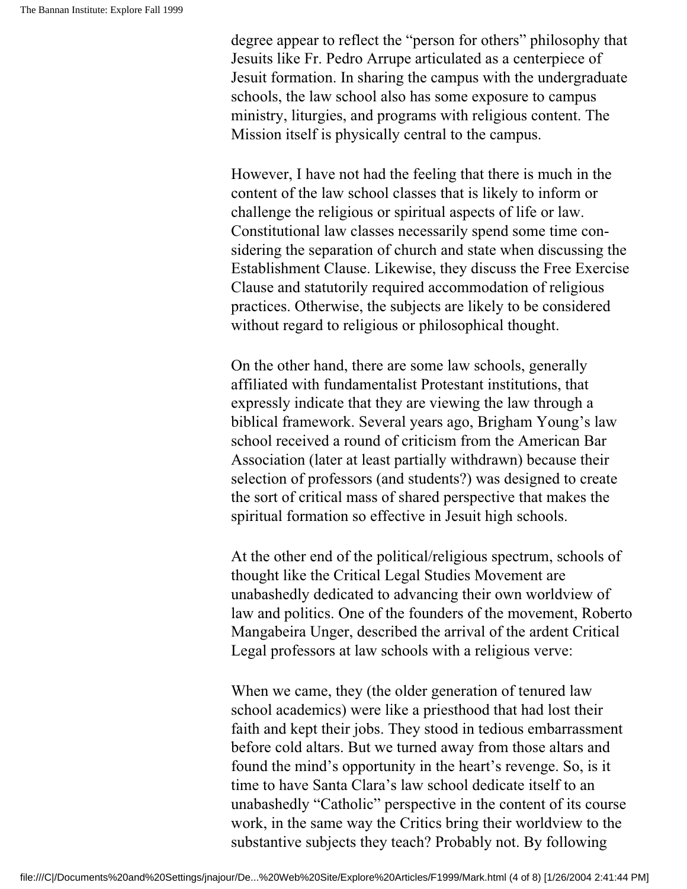degree appear to reflect the "person for others" philosophy that Jesuits like Fr. Pedro Arrupe articulated as a centerpiece of Jesuit formation. In sharing the campus with the undergraduate schools, the law school also has some exposure to campus ministry, liturgies, and programs with religious content. The Mission itself is physically central to the campus.

However, I have not had the feeling that there is much in the content of the law school classes that is likely to inform or challenge the religious or spiritual aspects of life or law. Constitutional law classes necessarily spend some time considering the separation of church and state when discussing the Establishment Clause. Likewise, they discuss the Free Exercise Clause and statutorily required accommodation of religious practices. Otherwise, the subjects are likely to be considered without regard to religious or philosophical thought.

On the other hand, there are some law schools, generally affiliated with fundamentalist Protestant institutions, that expressly indicate that they are viewing the law through a biblical framework. Several years ago, Brigham Young's law school received a round of criticism from the American Bar Association (later at least partially withdrawn) because their selection of professors (and students?) was designed to create the sort of critical mass of shared perspective that makes the spiritual formation so effective in Jesuit high schools.

At the other end of the political/religious spectrum, schools of thought like the Critical Legal Studies Movement are unabashedly dedicated to advancing their own worldview of law and politics. One of the founders of the movement, Roberto Mangabeira Unger, described the arrival of the ardent Critical Legal professors at law schools with a religious verve:

When we came, they (the older generation of tenured law school academics) were like a priesthood that had lost their faith and kept their jobs. They stood in tedious embarrassment before cold altars. But we turned away from those altars and found the mind's opportunity in the heart's revenge. So, is it time to have Santa Clara's law school dedicate itself to an unabashedly "Catholic" perspective in the content of its course work, in the same way the Critics bring their worldview to the substantive subjects they teach? Probably not. By following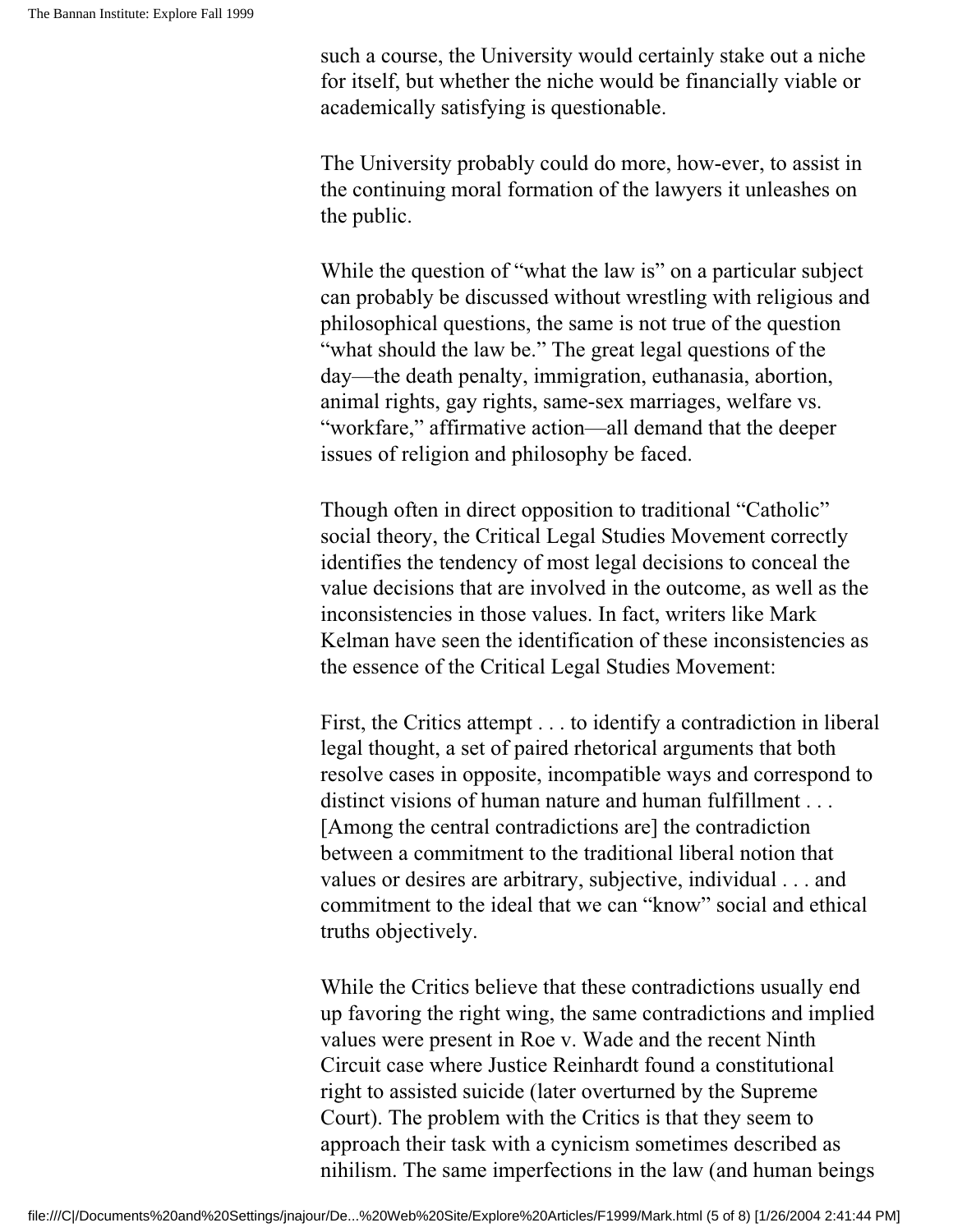such a course, the University would certainly stake out a niche for itself, but whether the niche would be financially viable or academically satisfying is questionable.

The University probably could do more, how-ever, to assist in the continuing moral formation of the lawyers it unleashes on the public.

While the question of "what the law is" on a particular subject can probably be discussed without wrestling with religious and philosophical questions, the same is not true of the question "what should the law be." The great legal questions of the day—the death penalty, immigration, euthanasia, abortion, animal rights, gay rights, same-sex marriages, welfare vs. "workfare," affirmative action—all demand that the deeper issues of religion and philosophy be faced.

Though often in direct opposition to traditional "Catholic" social theory, the Critical Legal Studies Movement correctly identifies the tendency of most legal decisions to conceal the value decisions that are involved in the outcome, as well as the inconsistencies in those values. In fact, writers like Mark Kelman have seen the identification of these inconsistencies as the essence of the Critical Legal Studies Movement:

First, the Critics attempt . . . to identify a contradiction in liberal legal thought, a set of paired rhetorical arguments that both resolve cases in opposite, incompatible ways and correspond to distinct visions of human nature and human fulfillment . . . [Among the central contradictions are] the contradiction between a commitment to the traditional liberal notion that values or desires are arbitrary, subjective, individual . . . and commitment to the ideal that we can "know" social and ethical truths objectively.

While the Critics believe that these contradictions usually end up favoring the right wing, the same contradictions and implied values were present in Roe v. Wade and the recent Ninth Circuit case where Justice Reinhardt found a constitutional right to assisted suicide (later overturned by the Supreme Court). The problem with the Critics is that they seem to approach their task with a cynicism sometimes described as nihilism. The same imperfections in the law (and human beings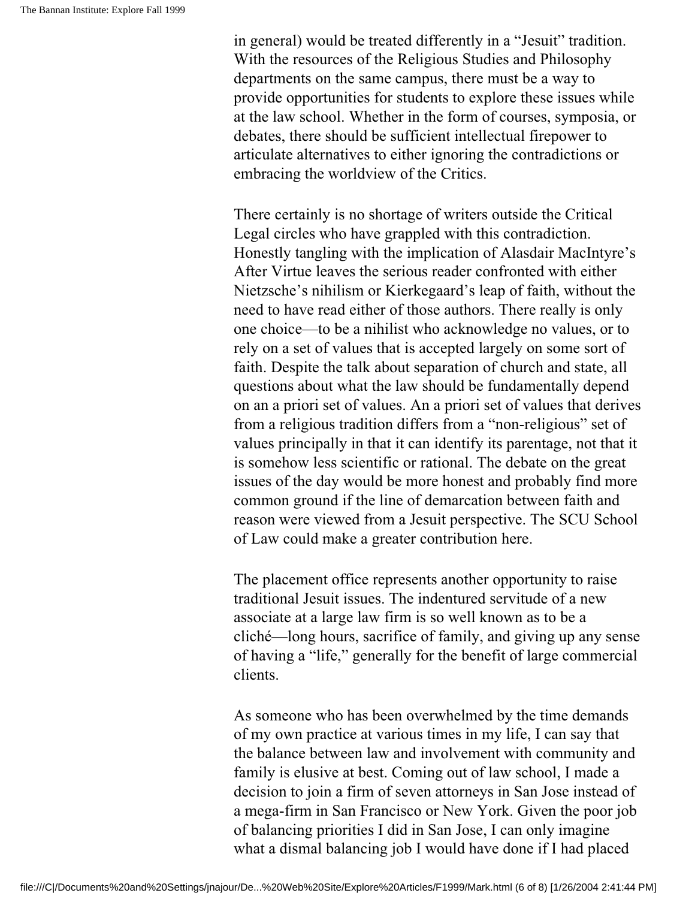in general) would be treated differently in a "Jesuit" tradition. With the resources of the Religious Studies and Philosophy departments on the same campus, there must be a way to provide opportunities for students to explore these issues while at the law school. Whether in the form of courses, symposia, or debates, there should be sufficient intellectual firepower to articulate alternatives to either ignoring the contradictions or embracing the worldview of the Critics.

There certainly is no shortage of writers outside the Critical Legal circles who have grappled with this contradiction. Honestly tangling with the implication of Alasdair MacIntyre's After Virtue leaves the serious reader confronted with either Nietzsche's nihilism or Kierkegaard's leap of faith, without the need to have read either of those authors. There really is only one choice—to be a nihilist who acknowledge no values, or to rely on a set of values that is accepted largely on some sort of faith. Despite the talk about separation of church and state, all questions about what the law should be fundamentally depend on an a priori set of values. An a priori set of values that derives from a religious tradition differs from a "non-religious" set of values principally in that it can identify its parentage, not that it is somehow less scientific or rational. The debate on the great issues of the day would be more honest and probably find more common ground if the line of demarcation between faith and reason were viewed from a Jesuit perspective. The SCU School of Law could make a greater contribution here.

The placement office represents another opportunity to raise traditional Jesuit issues. The indentured servitude of a new associate at a large law firm is so well known as to be a cliché—long hours, sacrifice of family, and giving up any sense of having a "life," generally for the benefit of large commercial clients.

As someone who has been overwhelmed by the time demands of my own practice at various times in my life, I can say that the balance between law and involvement with community and family is elusive at best. Coming out of law school, I made a decision to join a firm of seven attorneys in San Jose instead of a mega-firm in San Francisco or New York. Given the poor job of balancing priorities I did in San Jose, I can only imagine what a dismal balancing job I would have done if I had placed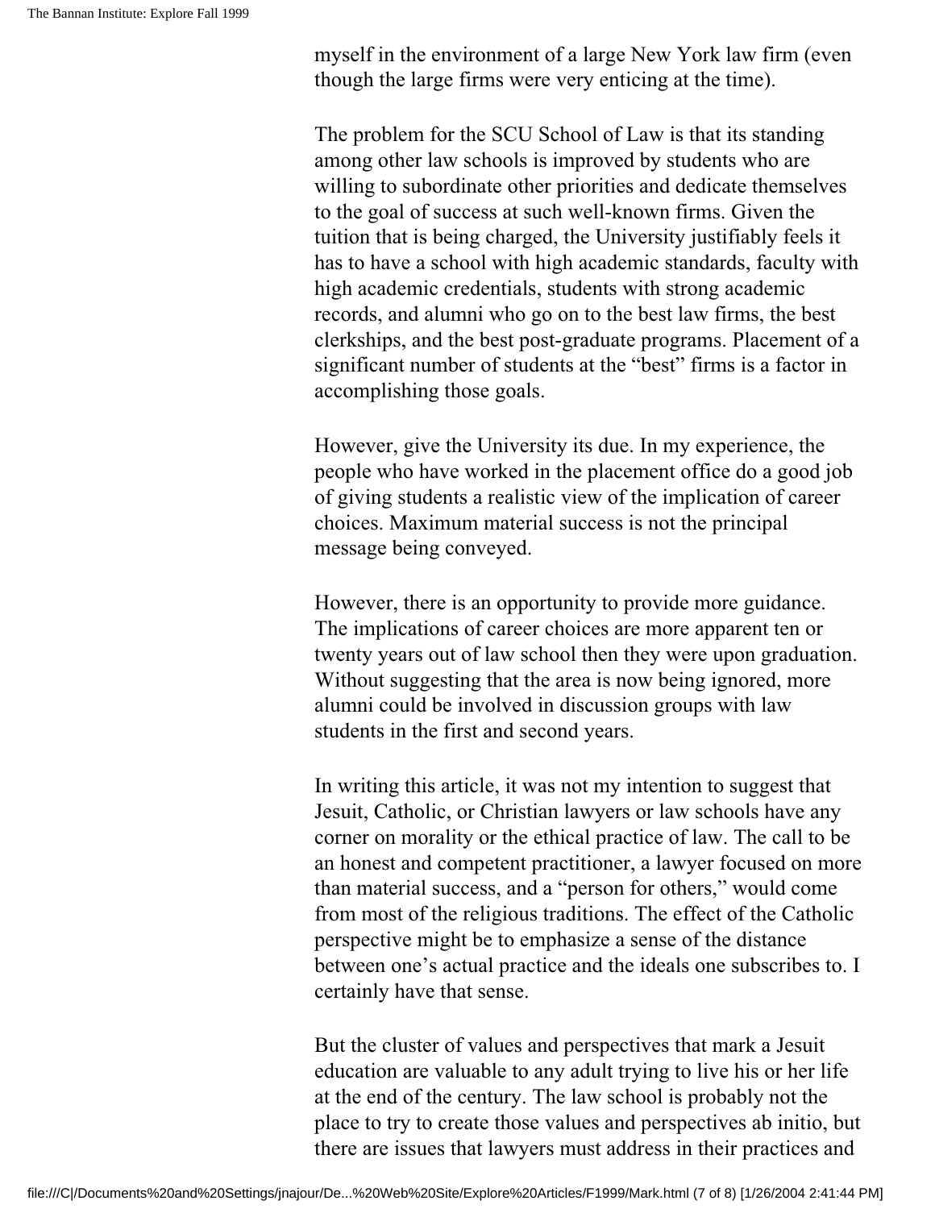myself in the environment of a large New York law firm (even though the large firms were very enticing at the time).

The problem for the SCU School of Law is that its standing among other law schools is improved by students who are willing to subordinate other priorities and dedicate themselves to the goal of success at such well-known firms. Given the tuition that is being charged, the University justifiably feels it has to have a school with high academic standards, faculty with high academic credentials, students with strong academic records, and alumni who go on to the best law firms, the best clerkships, and the best post-graduate programs. Placement of a significant number of students at the "best" firms is a factor in accomplishing those goals.

However, give the University its due. In my experience, the people who have worked in the placement office do a good job of giving students a realistic view of the implication of career choices. Maximum material success is not the principal message being conveyed.

However, there is an opportunity to provide more guidance. The implications of career choices are more apparent ten or twenty years out of law school then they were upon graduation. Without suggesting that the area is now being ignored, more alumni could be involved in discussion groups with law students in the first and second years.

In writing this article, it was not my intention to suggest that Jesuit, Catholic, or Christian lawyers or law schools have any corner on morality or the ethical practice of law. The call to be an honest and competent practitioner, a lawyer focused on more than material success, and a "person for others," would come from most of the religious traditions. The effect of the Catholic perspective might be to emphasize a sense of the distance between one's actual practice and the ideals one subscribes to. I certainly have that sense.

But the cluster of values and perspectives that mark a Jesuit education are valuable to any adult trying to live his or her life at the end of the century. The law school is probably not the place to try to create those values and perspectives ab initio, but there are issues that lawyers must address in their practices and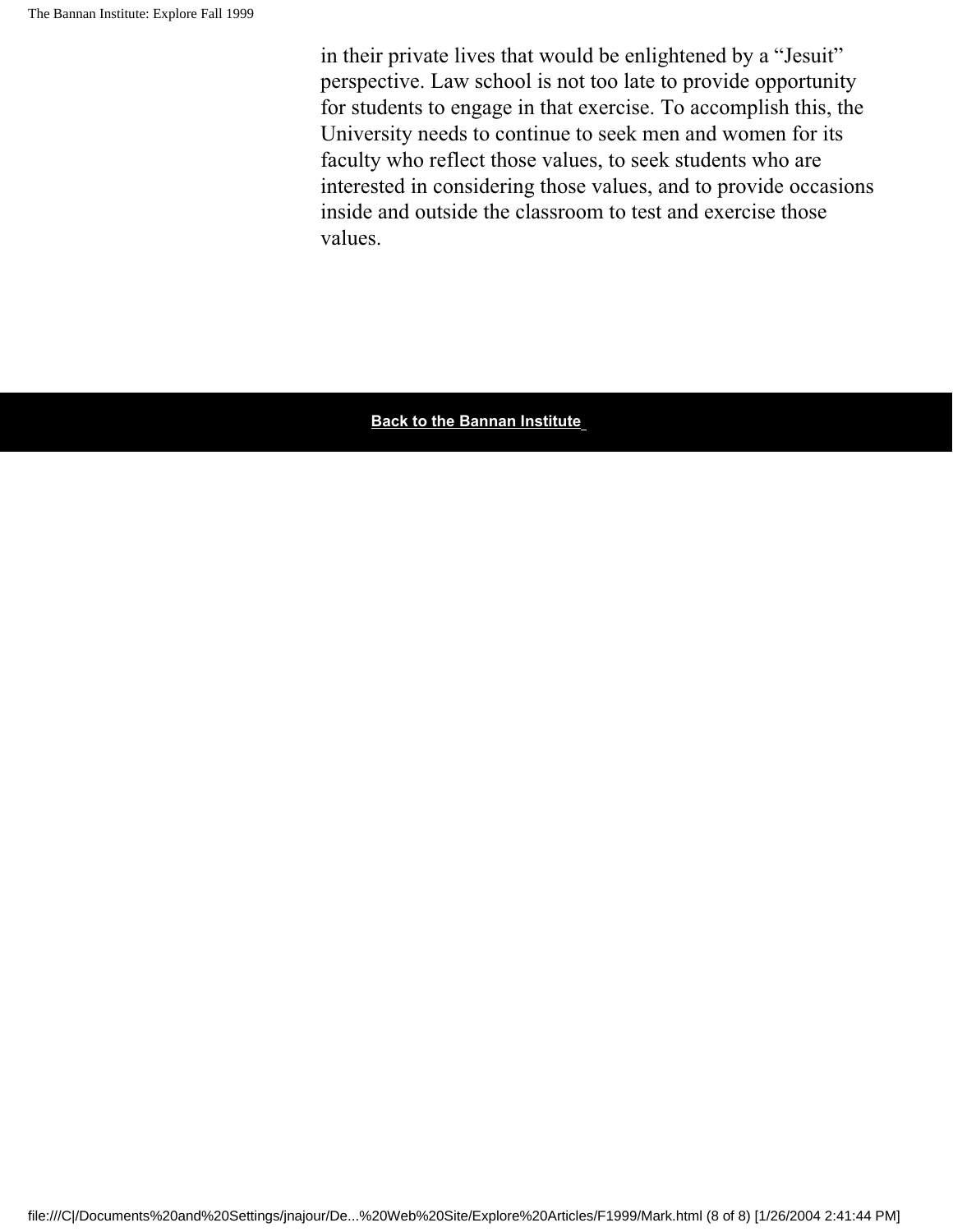in their private lives that would be enlightened by a "Jesuit" perspective. Law school is not too late to provide opportunity for students to engage in that exercise. To accomplish this, the University needs to continue to seek men and women for its faculty who reflect those values, to seek students who are interested in considering those values, and to provide occasions inside and outside the classroom to test and exercise those values.

**Back to the Bannan Institute**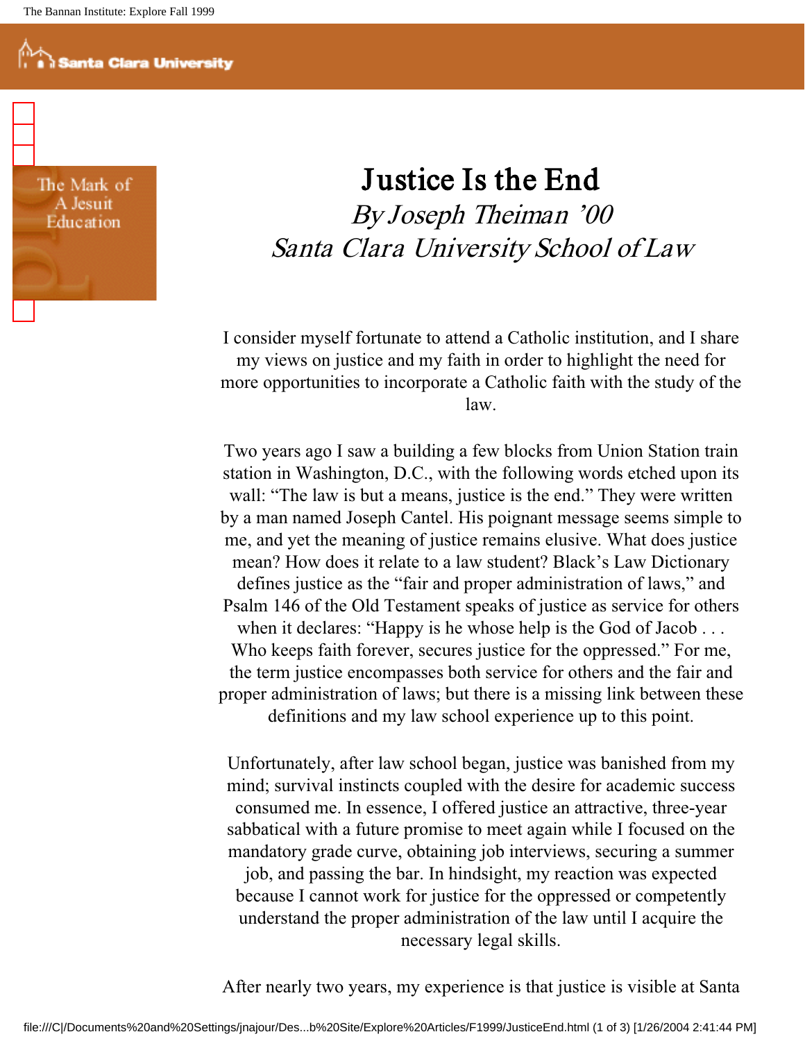# Justice Is the End

*By Joseph Theiman '00*
*Santa Clara University School of Law*

I consider myself fortunate to attend a Catholic institution, and I share my views on justice and my faith in order to highlight the need for more opportunities to incorporate a Catholic faith with the study of the law.

Two years ago I saw a building a few blocks from Union Station train station in Washington, D.C., with the following words etched upon its wall: "The law is but a means, justice is the end." They were written by a man named Joseph Cantel. His poignant message seems simple to me, and yet the meaning of justice remains elusive. What does justice mean? How does it relate to a law student? Black's Law Dictionary defines justice as the "fair and proper administration of laws," and Psalm 146 of the Old Testament speaks of justice as service for others when it declares: "Happy is he whose help is the God of Jacob . . . Who keeps faith forever, secures justice for the oppressed." For me, the term justice encompasses both service for others and the fair and proper administration of laws; but there is a missing link between these definitions and my law school experience up to this point.

Unfortunately, after law school began, justice was banished from my mind; survival instincts coupled with the desire for academic success consumed me. In essence, I offered justice an attractive, three-year sabbatical with a future promise to meet again while I focused on the mandatory grade curve, obtaining job interviews, securing a summer job, and passing the bar. In hindsight, my reaction was expected because I cannot work for justice for the oppressed or competently understand the proper administration of the law until I acquire the necessary legal skills.

After nearly two years, my experience is that justice is visible at Santa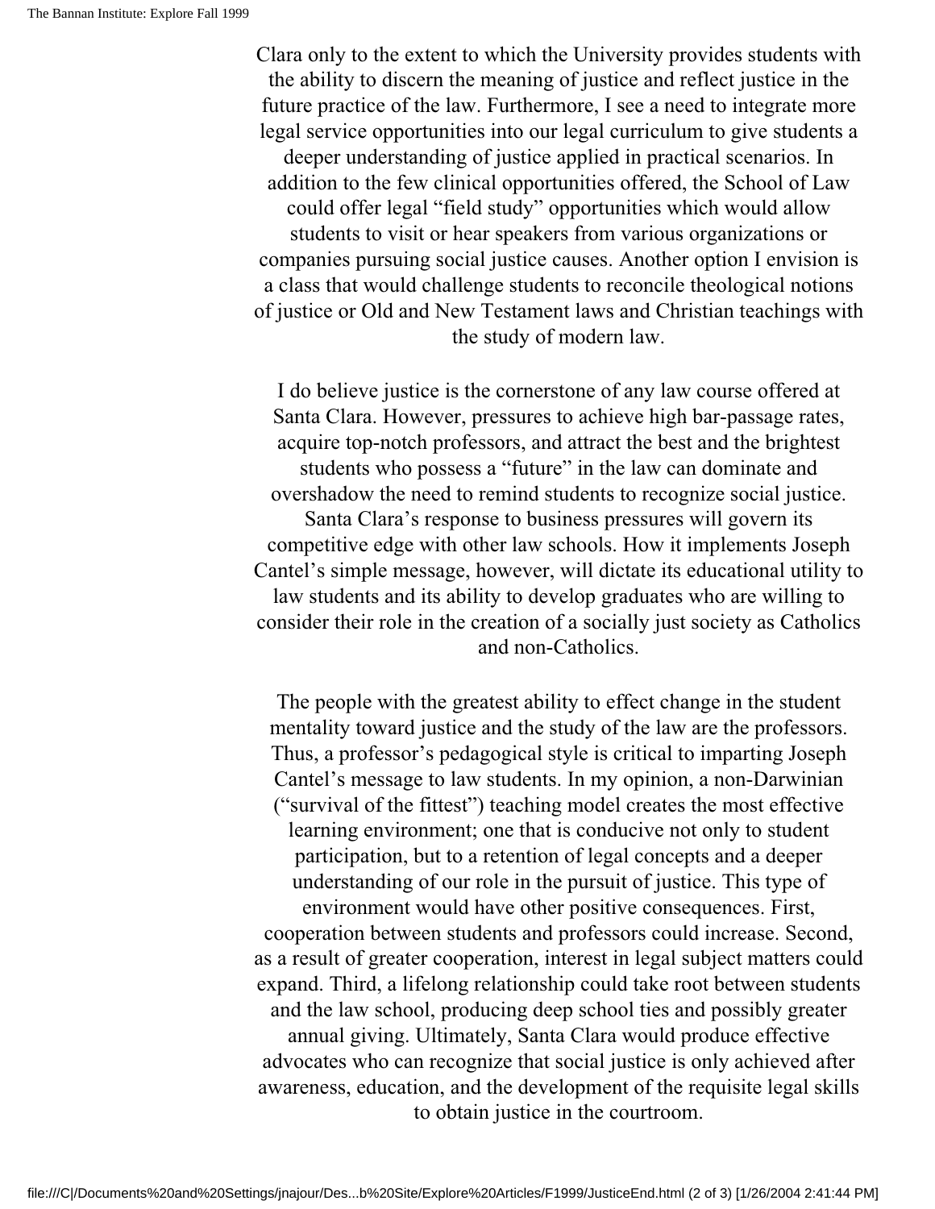Clara only to the extent to which the University provides students with the ability to discern the meaning of justice and reflect justice in the future practice of the law. Furthermore, I see a need to integrate more legal service opportunities into our legal curriculum to give students a deeper understanding of justice applied in practical scenarios. In addition to the few clinical opportunities offered, the School of Law could offer legal "field study" opportunities which would allow students to visit or hear speakers from various organizations or companies pursuing social justice causes. Another option I envision is a class that would challenge students to reconcile theological notions of justice or Old and New Testament laws and Christian teachings with the study of modern law.

I do believe justice is the cornerstone of any law course offered at Santa Clara. However, pressures to achieve high bar-passage rates, acquire top-notch professors, and attract the best and the brightest students who possess a "future" in the law can dominate and overshadow the need to remind students to recognize social justice. Santa Clara's response to business pressures will govern its competitive edge with other law schools. How it implements Joseph Cantel's simple message, however, will dictate its educational utility to law students and its ability to develop graduates who are willing to consider their role in the creation of a socially just society as Catholics and non-Catholics.

The people with the greatest ability to effect change in the student mentality toward justice and the study of the law are the professors. Thus, a professor's pedagogical style is critical to imparting Joseph Cantel's message to law students. In my opinion, a non-Darwinian ("survival of the fittest") teaching model creates the most effective learning environment; one that is conducive not only to student participation, but to a retention of legal concepts and a deeper understanding of our role in the pursuit of justice. This type of environment would have other positive consequences. First, cooperation between students and professors could increase. Second, as a result of greater cooperation, interest in legal subject matters could expand. Third, a lifelong relationship could take root between students and the law school, producing deep school ties and possibly greater annual giving. Ultimately, Santa Clara would produce effective advocates who can recognize that social justice is only achieved after awareness, education, and the development of the requisite legal skills to obtain justice in the courtroom.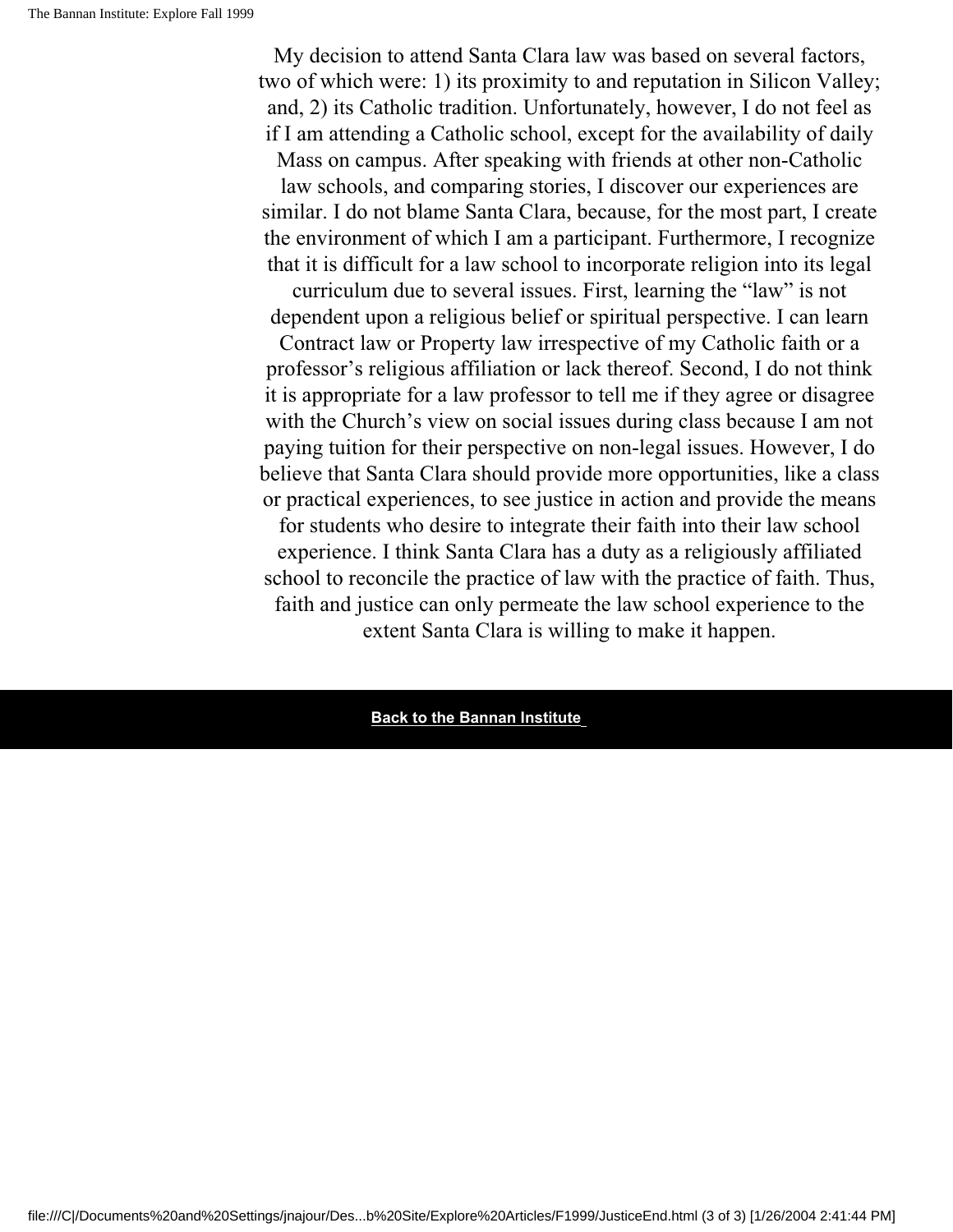My decision to attend Santa Clara law was based on several factors, two of which were: 1) its proximity to and reputation in Silicon Valley; and, 2) its Catholic tradition. Unfortunately, however, I do not feel as if I am attending a Catholic school, except for the availability of daily Mass on campus. After speaking with friends at other non-Catholic law schools, and comparing stories, I discover our experiences are similar. I do not blame Santa Clara, because, for the most part, I create the environment of which I am a participant. Furthermore, I recognize that it is difficult for a law school to incorporate religion into its legal curriculum due to several issues. First, learning the "law" is not dependent upon a religious belief or spiritual perspective. I can learn Contract law or Property law irrespective of my Catholic faith or a professor's religious affiliation or lack thereof. Second, I do not think it is appropriate for a law professor to tell me if they agree or disagree with the Church's view on social issues during class because I am not paying tuition for their perspective on non-legal issues. However, I do believe that Santa Clara should provide more opportunities, like a class or practical experiences, to see justice in action and provide the means for students who desire to integrate their faith into their law school experience. I think Santa Clara has a duty as a religiously affiliated school to reconcile the practice of law with the practice of faith. Thus, faith and justice can only permeate the law school experience to the extent Santa Clara is willing to make it happen.

**Back to the Bannan Institute**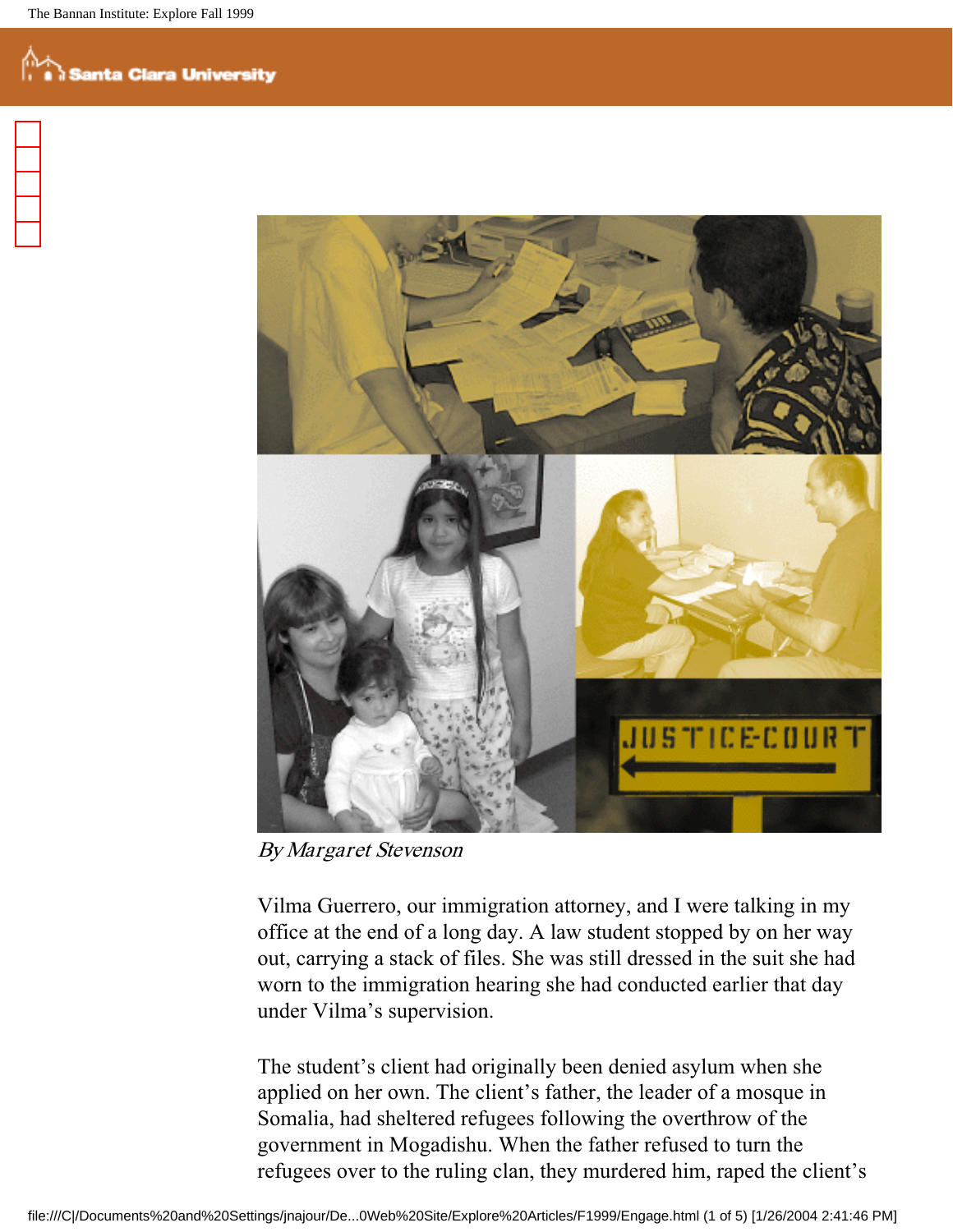*By Margaret Stevenson*

Vilma Guerrero, our immigration attorney, and I were talking in my office at the end of a long day. A law student stopped by on her way out, carrying a stack of files. She was still dressed in the suit she had worn to the immigration hearing she had conducted earlier that day under Vilma's supervision.

The student's client had originally been denied asylum when she applied on her own. The client's father, the leader of a mosque in Somalia, had sheltered refugees following the overthrow of the government in Mogadishu. When the father refused to turn the refugees over to the ruling clan, they murdered him, raped the client's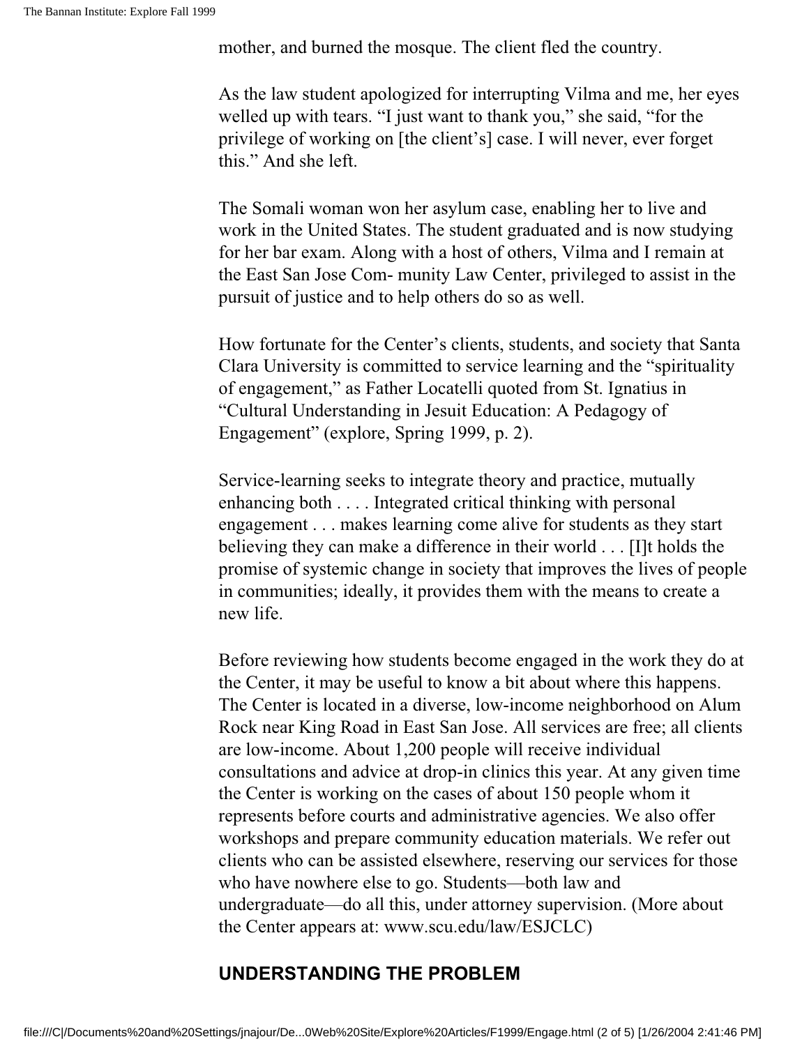mother, and burned the mosque. The client fled the country.

As the law student apologized for interrupting Vilma and me, her eyes welled up with tears. “I just want to thank you,” she said, “for the privilege of working on [the client’s] case. I will never, ever forget this.” And she left.

The Somali woman won her asylum case, enabling her to live and work in the United States. The student graduated and is now studying for her bar exam. Along with a host of others, Vilma and I remain at the East San Jose Com- munity Law Center, privileged to assist in the pursuit of justice and to help others do so as well.

How fortunate for the Center’s clients, students, and society that Santa Clara University is committed to service learning and the “spirituality of engagement,” as Father Locatelli quoted from St. Ignatius in “Cultural Understanding in Jesuit Education: A Pedagogy of Engagement” (explore, Spring 1999, p. 2).

Service-learning seeks to integrate theory and practice, mutually enhancing both . . . . Integrated critical thinking with personal engagement . . . makes learning come alive for students as they start believing they can make a difference in their world . . . [I]t holds the promise of systemic change in society that improves the lives of people in communities; ideally, it provides them with the means to create a new life.

Before reviewing how students become engaged in the work they do at the Center, it may be useful to know a bit about where this happens. The Center is located in a diverse, low-income neighborhood on Alum Rock near King Road in East San Jose. All services are free; all clients are low-income. About 1,200 people will receive individual consultations and advice at drop-in clinics this year. At any given time the Center is working on the cases of about 150 people whom it represents before courts and administrative agencies. We also offer workshops and prepare community education materials. We refer out clients who can be assisted elsewhere, reserving our services for those who have nowhere else to go. Students—both law and undergraduate—do all this, under attorney supervision. (More about the Center appears at: www.scu.edu/law/ESJCLC)

## UNDERSTANDING THE PROBLEM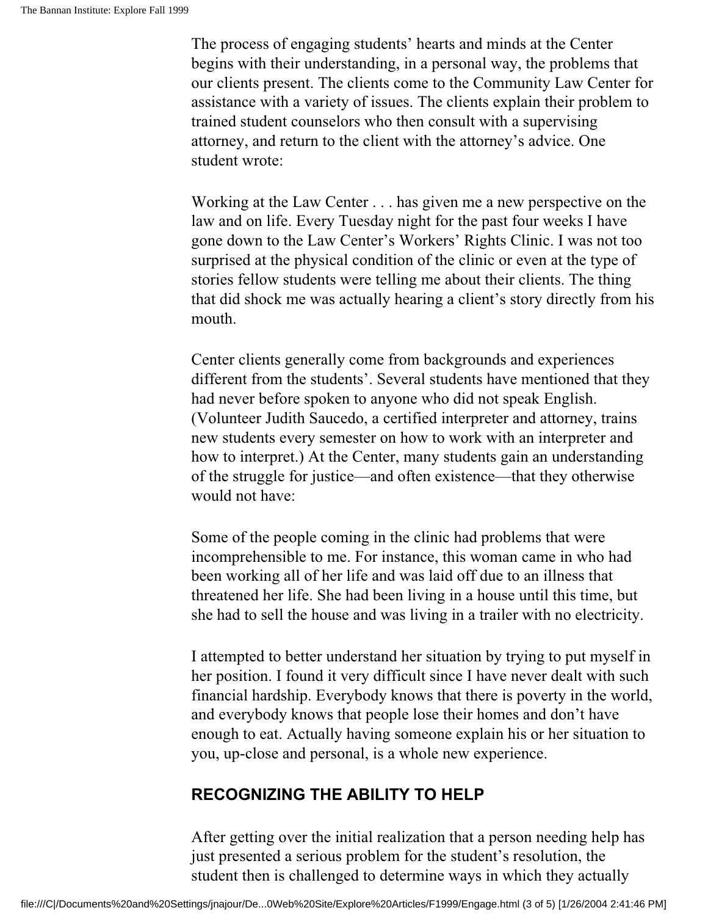The process of engaging students' hearts and minds at the Center begins with their understanding, in a personal way, the problems that our clients present. The clients come to the Community Law Center for assistance with a variety of issues. The clients explain their problem to trained student counselors who then consult with a supervising attorney, and return to the client with the attorney's advice. One student wrote:

Working at the Law Center . . . has given me a new perspective on the law and on life. Every Tuesday night for the past four weeks I have gone down to the Law Center's Workers' Rights Clinic. I was not too surprised at the physical condition of the clinic or even at the type of stories fellow students were telling me about their clients. The thing that did shock me was actually hearing a client's story directly from his mouth.

Center clients generally come from backgrounds and experiences different from the students'. Several students have mentioned that they had never before spoken to anyone who did not speak English. (Volunteer Judith Saucedo, a certified interpreter and attorney, trains new students every semester on how to work with an interpreter and how to interpret.) At the Center, many students gain an understanding of the struggle for justice—and often existence—that they otherwise would not have:

Some of the people coming in the clinic had problems that were incomprehensible to me. For instance, this woman came in who had been working all of her life and was laid off due to an illness that threatened her life. She had been living in a house until this time, but she had to sell the house and was living in a trailer with no electricity.

I attempted to better understand her situation by trying to put myself in her position. I found it very difficult since I have never dealt with such financial hardship. Everybody knows that there is poverty in the world, and everybody knows that people lose their homes and don't have enough to eat. Actually having someone explain his or her situation to you, up-close and personal, is a whole new experience.

## RECOGNIZING THE ABILITY TO HELP

After getting over the initial realization that a person needing help has just presented a serious problem for the student's resolution, the student then is challenged to determine ways in which they actually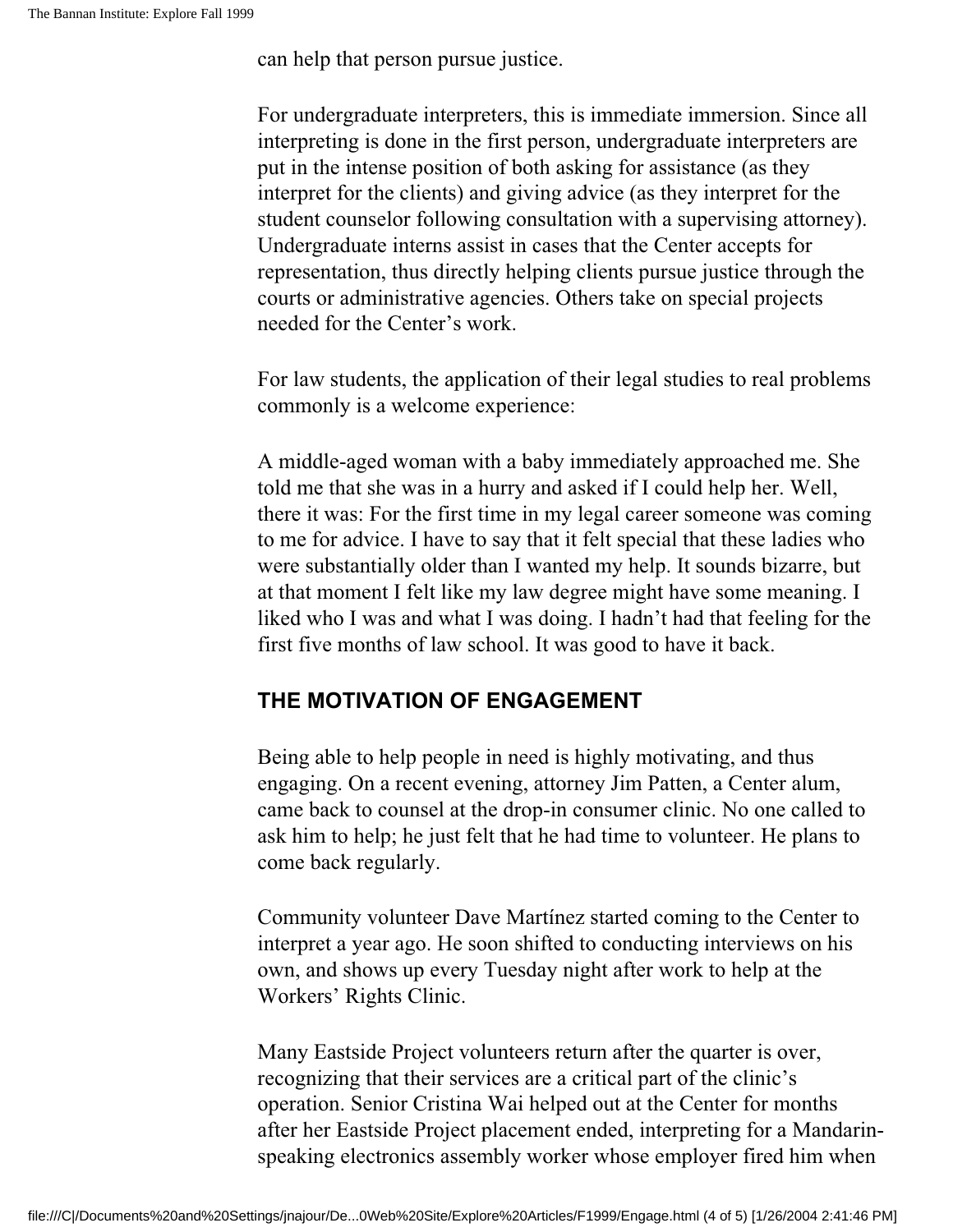can help that person pursue justice.

For undergraduate interpreters, this is immediate immersion. Since all interpreting is done in the first person, undergraduate interpreters are put in the intense position of both asking for assistance (as they interpret for the clients) and giving advice (as they interpret for the student counselor following consultation with a supervising attorney). Undergraduate interns assist in cases that the Center accepts for representation, thus directly helping clients pursue justice through the courts or administrative agencies. Others take on special projects needed for the Center's work.

For law students, the application of their legal studies to real problems commonly is a welcome experience:

A middle-aged woman with a baby immediately approached me. She told me that she was in a hurry and asked if I could help her. Well, there it was: For the first time in my legal career someone was coming to me for advice. I have to say that it felt special that these ladies who were substantially older than I wanted my help. It sounds bizarre, but at that moment I felt like my law degree might have some meaning. I liked who I was and what I was doing. I hadn't had that feeling for the first five months of law school. It was good to have it back.

## THE MOTIVATION OF ENGAGEMENT

Being able to help people in need is highly motivating, and thus engaging. On a recent evening, attorney Jim Patten, a Center alum, came back to counsel at the drop-in consumer clinic. No one called to ask him to help; he just felt that he had time to volunteer. He plans to come back regularly.

Community volunteer Dave Martínez started coming to the Center to interpret a year ago. He soon shifted to conducting interviews on his own, and shows up every Tuesday night after work to help at the Workers' Rights Clinic.

Many Eastside Project volunteers return after the quarter is over, recognizing that their services are a critical part of the clinic's operation. Senior Cristina Wai helped out at the Center for months after her Eastside Project placement ended, interpreting for a Mandarin-speaking electronics assembly worker whose employer fired him when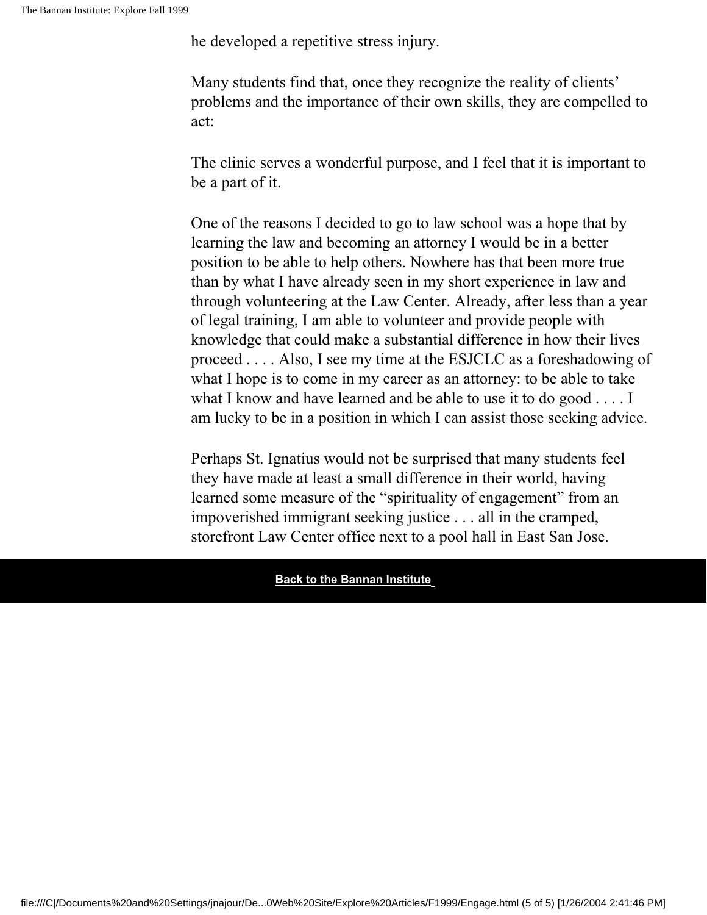he developed a repetitive stress injury.

Many students find that, once they recognize the reality of clients' problems and the importance of their own skills, they are compelled to act:

The clinic serves a wonderful purpose, and I feel that it is important to be a part of it.

One of the reasons I decided to go to law school was a hope that by learning the law and becoming an attorney I would be in a better position to be able to help others. Nowhere has that been more true than by what I have already seen in my short experience in law and through volunteering at the Law Center. Already, after less than a year of legal training, I am able to volunteer and provide people with knowledge that could make a substantial difference in how their lives proceed . . . . Also, I see my time at the ESJCLC as a foreshadowing of what I hope is to come in my career as an attorney: to be able to take what I know and have learned and be able to use it to do good . . . . I am lucky to be in a position in which I can assist those seeking advice.

Perhaps St. Ignatius would not be surprised that many students feel they have made at least a small difference in their world, having learned some measure of the "spirituality of engagement" from an impoverished immigrant seeking justice . . . all in the cramped, storefront Law Center office next to a pool hall in East San Jose.

**Back to the Bannan Institute**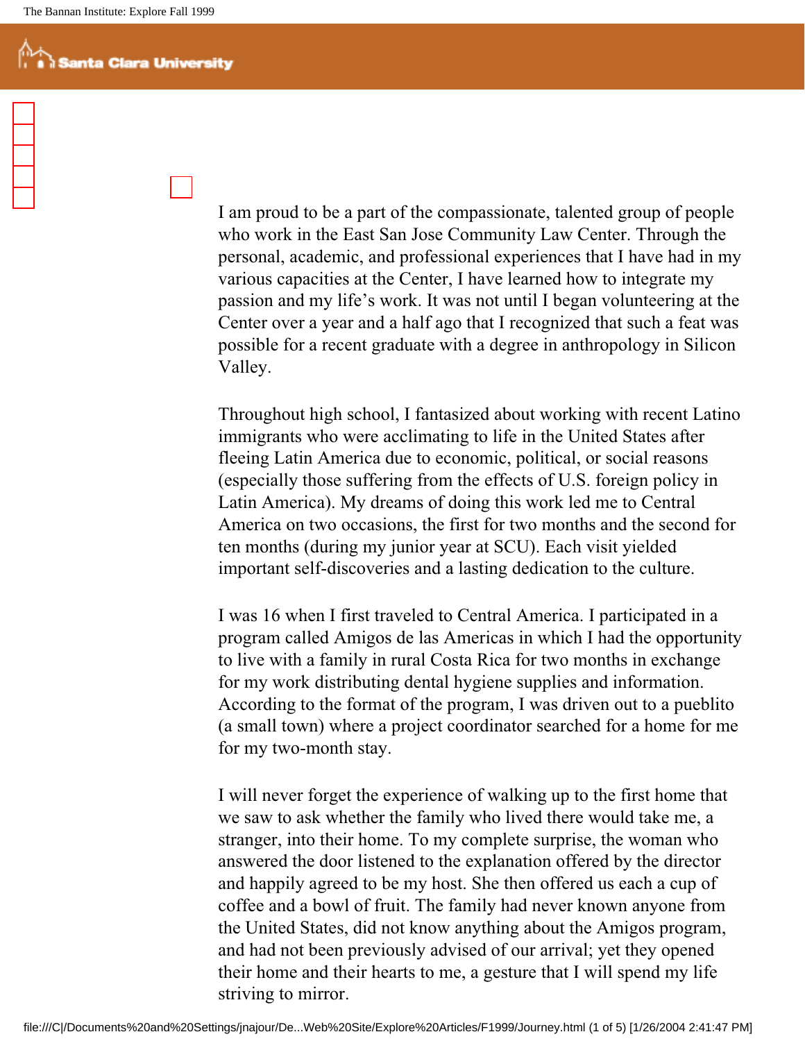I am proud to be a part of the compassionate, talented group of people who work in the East San Jose Community Law Center. Through the personal, academic, and professional experiences that I have had in my various capacities at the Center, I have learned how to integrate my passion and my life's work. It was not until I began volunteering at the Center over a year and a half ago that I recognized that such a feat was possible for a recent graduate with a degree in anthropology in Silicon Valley.

Throughout high school, I fantasized about working with recent Latino immigrants who were acclimating to life in the United States after fleeing Latin America due to economic, political, or social reasons (especially those suffering from the effects of U.S. foreign policy in Latin America). My dreams of doing this work led me to Central America on two occasions, the first for two months and the second for ten months (during my junior year at SCU). Each visit yielded important self-discoveries and a lasting dedication to the culture.

I was 16 when I first traveled to Central America. I participated in a program called Amigos de las Americas in which I had the opportunity to live with a family in rural Costa Rica for two months in exchange for my work distributing dental hygiene supplies and information. According to the format of the program, I was driven out to a pueblito (a small town) where a project coordinator searched for a home for me for my two-month stay.

I will never forget the experience of walking up to the first home that we saw to ask whether the family who lived there would take me, a stranger, into their home. To my complete surprise, the woman who answered the door listened to the explanation offered by the director and happily agreed to be my host. She then offered us each a cup of coffee and a bowl of fruit. The family had never known anyone from the United States, did not know anything about the Amigos program, and had not been previously advised of our arrival; yet they opened their home and their hearts to me, a gesture that I will spend my life striving to mirror.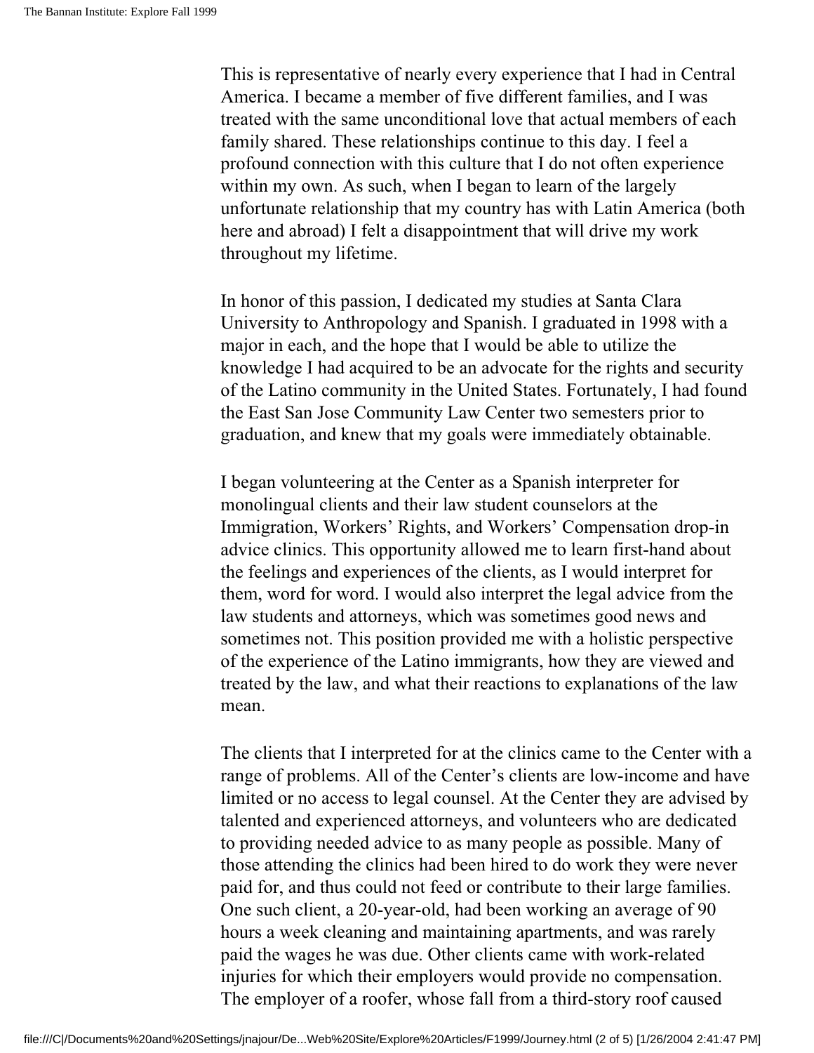This is representative of nearly every experience that I had in Central America. I became a member of five different families, and I was treated with the same unconditional love that actual members of each family shared. These relationships continue to this day. I feel a profound connection with this culture that I do not often experience within my own. As such, when I began to learn of the largely unfortunate relationship that my country has with Latin America (both here and abroad) I felt a disappointment that will drive my work throughout my lifetime.

In honor of this passion, I dedicated my studies at Santa Clara University to Anthropology and Spanish. I graduated in 1998 with a major in each, and the hope that I would be able to utilize the knowledge I had acquired to be an advocate for the rights and security of the Latino community in the United States. Fortunately, I had found the East San Jose Community Law Center two semesters prior to graduation, and knew that my goals were immediately obtainable.

I began volunteering at the Center as a Spanish interpreter for monolingual clients and their law student counselors at the Immigration, Workers' Rights, and Workers' Compensation drop-in advice clinics. This opportunity allowed me to learn first-hand about the feelings and experiences of the clients, as I would interpret for them, word for word. I would also interpret the legal advice from the law students and attorneys, which was sometimes good news and sometimes not. This position provided me with a holistic perspective of the experience of the Latino immigrants, how they are viewed and treated by the law, and what their reactions to explanations of the law mean.

The clients that I interpreted for at the clinics came to the Center with a range of problems. All of the Center's clients are low-income and have limited or no access to legal counsel. At the Center they are advised by talented and experienced attorneys, and volunteers who are dedicated to providing needed advice to as many people as possible. Many of those attending the clinics had been hired to do work they were never paid for, and thus could not feed or contribute to their large families. One such client, a 20-year-old, had been working an average of 90 hours a week cleaning and maintaining apartments, and was rarely paid the wages he was due. Other clients came with work-related injuries for which their employers would provide no compensation. The employer of a roofer, whose fall from a third-story roof caused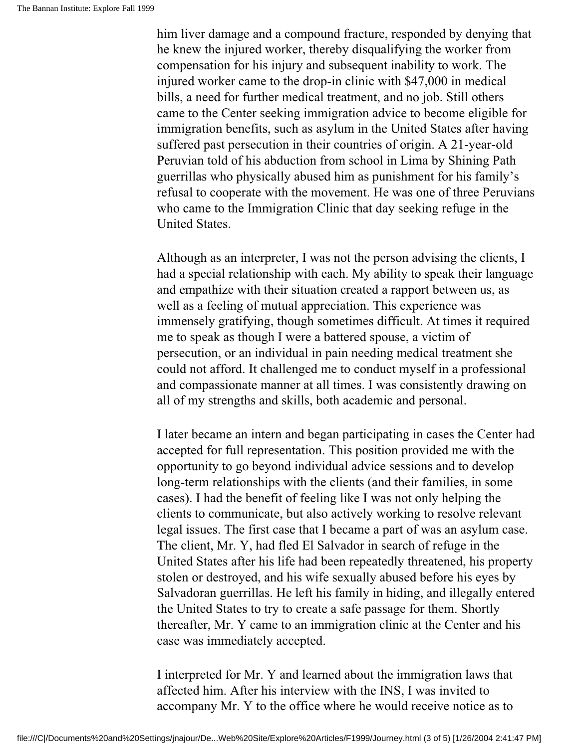him liver damage and a compound fracture, responded by denying that he knew the injured worker, thereby disqualifying the worker from compensation for his injury and subsequent inability to work. The injured worker came to the drop-in clinic with $47,000 in medical bills, a need for further medical treatment, and no job. Still others came to the Center seeking immigration advice to become eligible for immigration benefits, such as asylum in the United States after having suffered past persecution in their countries of origin. A 21-year-old Peruvian told of his abduction from school in Lima by Shining Path guerrillas who physically abused him as punishment for his family's refusal to cooperate with the movement. He was one of three Peruvians who came to the Immigration Clinic that day seeking refuge in the United States.

Although as an interpreter, I was not the person advising the clients, I had a special relationship with each. My ability to speak their language and empathize with their situation created a rapport between us, as well as a feeling of mutual appreciation. This experience was immensely gratifying, though sometimes difficult. At times it required me to speak as though I were a battered spouse, a victim of persecution, or an individual in pain needing medical treatment she could not afford. It challenged me to conduct myself in a professional and compassionate manner at all times. I was consistently drawing on all of my strengths and skills, both academic and personal.

I later became an intern and began participating in cases the Center had accepted for full representation. This position provided me with the opportunity to go beyond individual advice sessions and to develop long-term relationships with the clients (and their families, in some cases). I had the benefit of feeling like I was not only helping the clients to communicate, but also actively working to resolve relevant legal issues. The first case that I became a part of was an asylum case. The client, Mr. Y, had fled El Salvador in search of refuge in the United States after his life had been repeatedly threatened, his property stolen or destroyed, and his wife sexually abused before his eyes by Salvadoran guerrillas. He left his family in hiding, and illegally entered the United States to try to create a safe passage for them. Shortly thereafter, Mr. Y came to an immigration clinic at the Center and his case was immediately accepted.

I interpreted for Mr. Y and learned about the immigration laws that affected him. After his interview with the INS, I was invited to accompany Mr. Y to the office where he would receive notice as to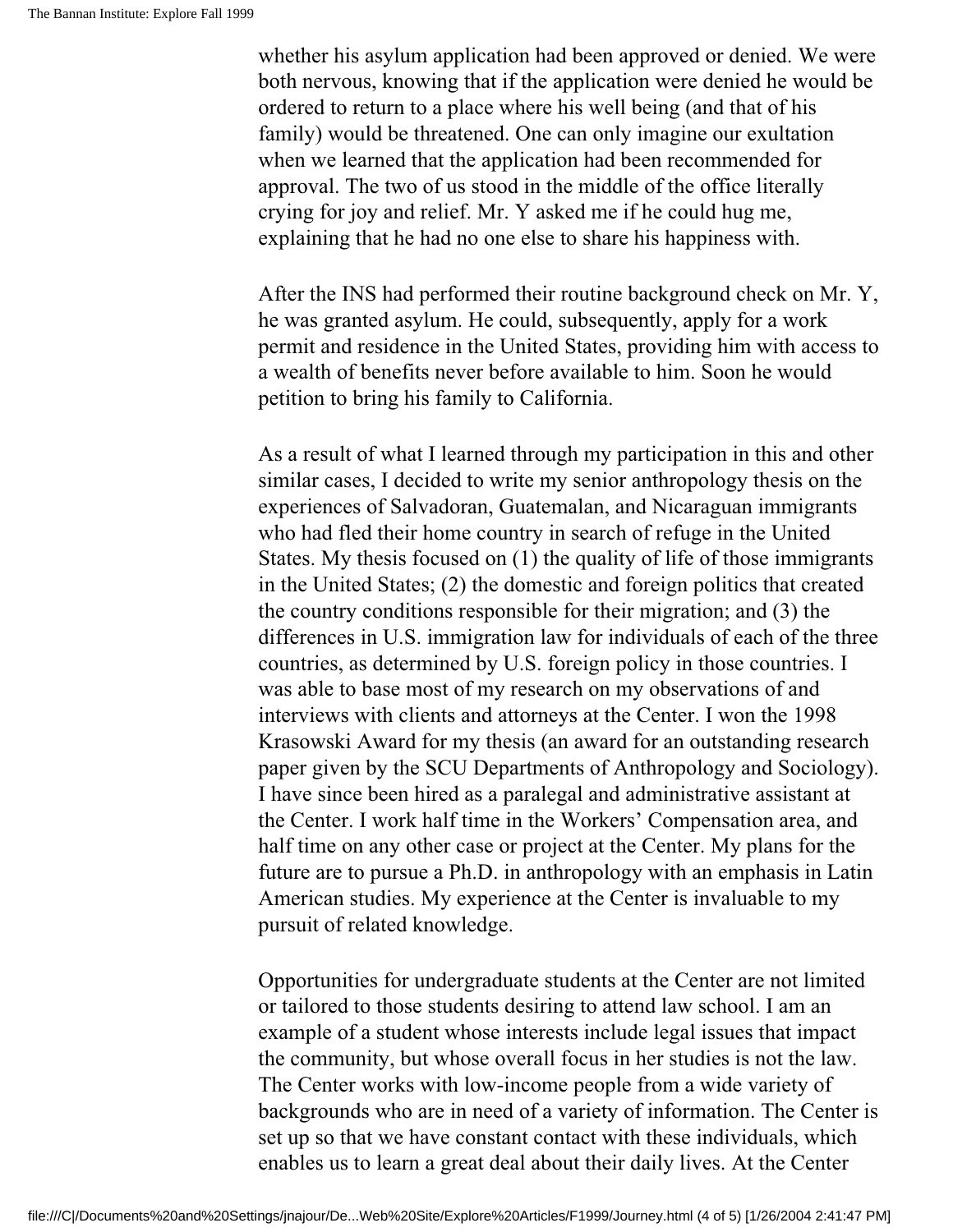whether his asylum application had been approved or denied. We were both nervous, knowing that if the application were denied he would be ordered to return to a place where his well being (and that of his family) would be threatened. One can only imagine our exultation when we learned that the application had been recommended for approval. The two of us stood in the middle of the office literally crying for joy and relief. Mr. Y asked me if he could hug me, explaining that he had no one else to share his happiness with.

After the INS had performed their routine background check on Mr. Y, he was granted asylum. He could, subsequently, apply for a work permit and residence in the United States, providing him with access to a wealth of benefits never before available to him. Soon he would petition to bring his family to California.

As a result of what I learned through my participation in this and other similar cases, I decided to write my senior anthropology thesis on the experiences of Salvadoran, Guatemalan, and Nicaraguan immigrants who had fled their home country in search of refuge in the United States. My thesis focused on (1) the quality of life of those immigrants in the United States; (2) the domestic and foreign politics that created the country conditions responsible for their migration; and (3) the differences in U.S. immigration law for individuals of each of the three countries, as determined by U.S. foreign policy in those countries. I was able to base most of my research on my observations of and interviews with clients and attorneys at the Center. I won the 1998 Krasowski Award for my thesis (an award for an outstanding research paper given by the SCU Departments of Anthropology and Sociology). I have since been hired as a paralegal and administrative assistant at the Center. I work half time in the Workers' Compensation area, and half time on any other case or project at the Center. My plans for the future are to pursue a Ph.D. in anthropology with an emphasis in Latin American studies. My experience at the Center is invaluable to my pursuit of related knowledge.

Opportunities for undergraduate students at the Center are not limited or tailored to those students desiring to attend law school. I am an example of a student whose interests include legal issues that impact the community, but whose overall focus in her studies is not the law. The Center works with low-income people from a wide variety of backgrounds who are in need of a variety of information. The Center is set up so that we have constant contact with these individuals, which enables us to learn a great deal about their daily lives. At the Center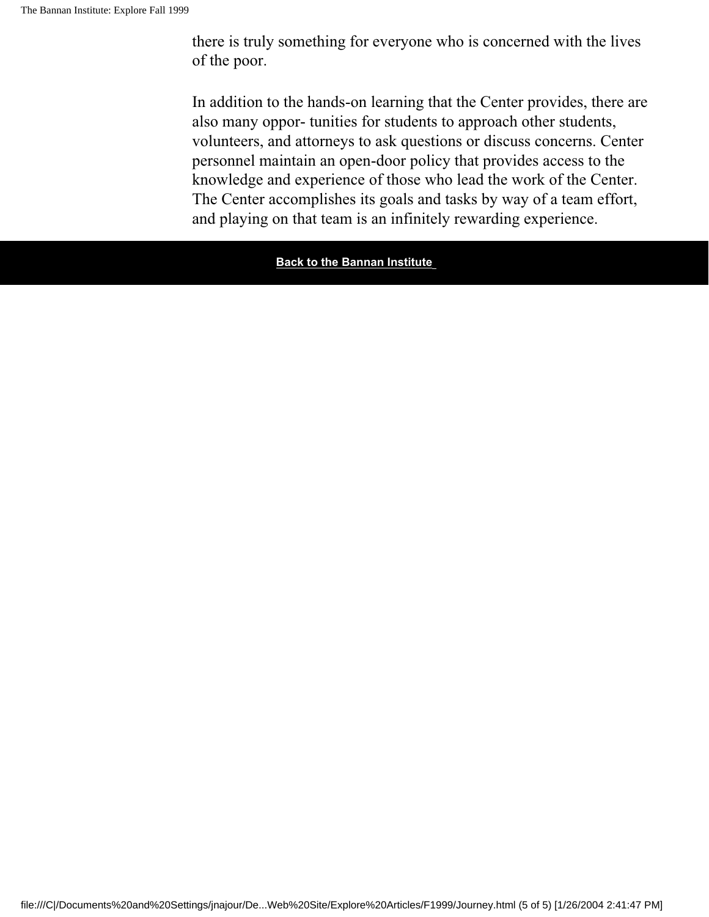there is truly something for everyone who is concerned with the lives of the poor.

In addition to the hands-on learning that the Center provides, there are also many oppor- tunities for students to approach other students, volunteers, and attorneys to ask questions or discuss concerns. Center personnel maintain an open-door policy that provides access to the knowledge and experience of those who lead the work of the Center. The Center accomplishes its goals and tasks by way of a team effort, and playing on that team is an infinitely rewarding experience.

**Back to the Bannan Institute**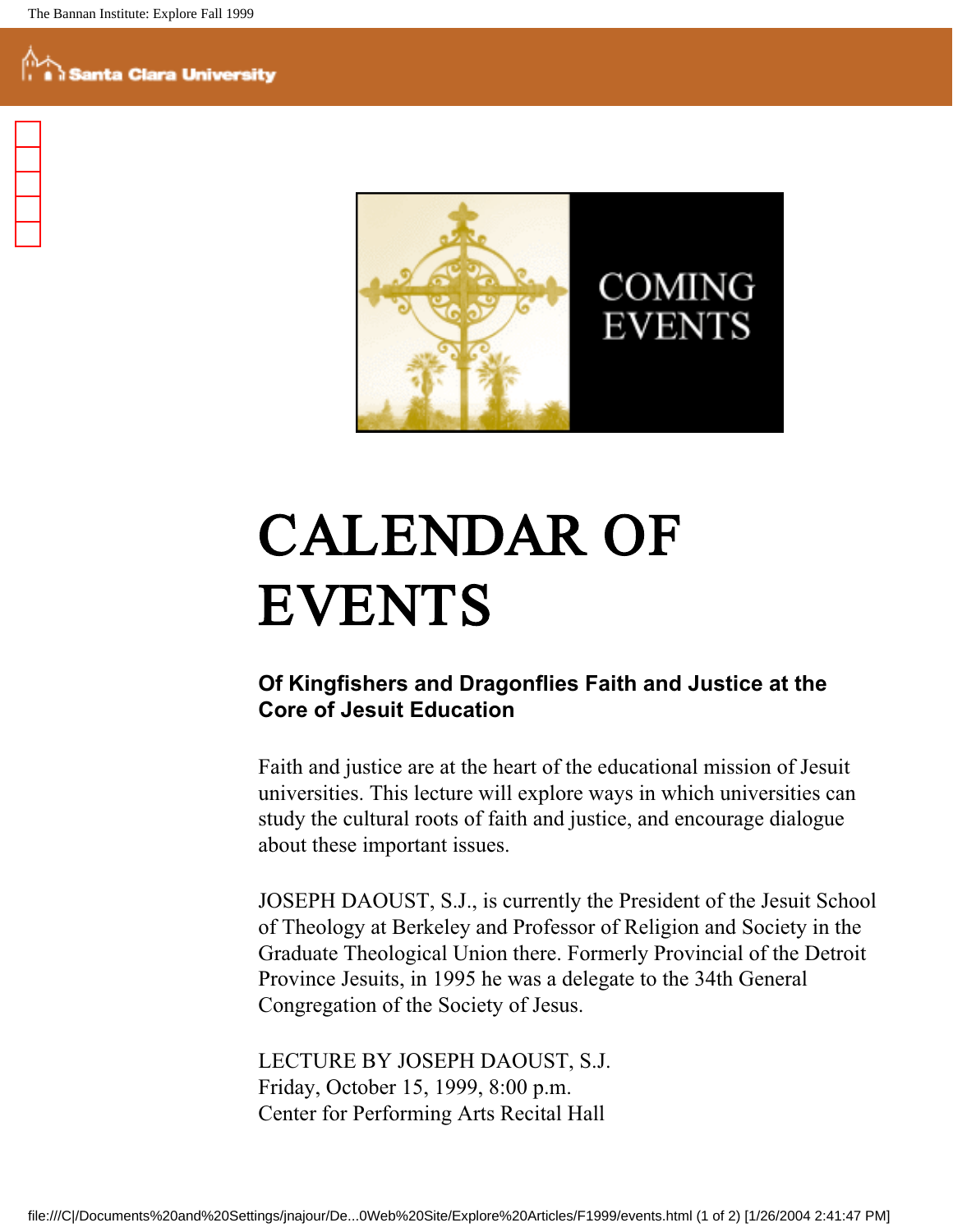# CALENDAR OF EVENTS

### Of Kingfishers and Dragonflies Faith and Justice at the Core of Jesuit Education

Faith and justice are at the heart of the educational mission of Jesuit universities. This lecture will explore ways in which universities can study the cultural roots of faith and justice, and encourage dialogue about these important issues.

JOSEPH DAOUST, S.J., is currently the President of the Jesuit School of Theology at Berkeley and Professor of Religion and Society in the Graduate Theological Union there. Formerly Provincial of the Detroit Province Jesuits, in 1995 he was a delegate to the 34th General Congregation of the Society of Jesus.

LECTURE BY JOSEPH DAOUST, S.J.
Friday, October 15, 1999, 8:00 p.m.
Center for Performing Arts Recital Hall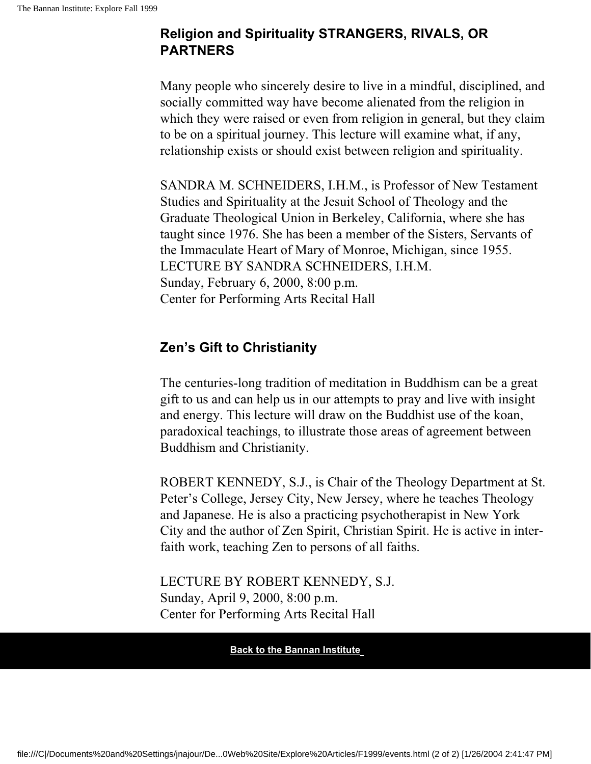### Religion and Spirituality STRANGERS, RIVALS, OR PARTNERS

Many people who sincerely desire to live in a mindful, disciplined, and socially committed way have become alienated from the religion in which they were raised or even from religion in general, but they claim to be on a spiritual journey. This lecture will examine what, if any, relationship exists or should exist between religion and spirituality.

SANDRA M. SCHNEIDERS, I.H.M., is Professor of New Testament Studies and Spirituality at the Jesuit School of Theology and the Graduate Theological Union in Berkeley, California, where she has taught since 1976. She has been a member of the Sisters, Servants of the Immaculate Heart of Mary of Monroe, Michigan, since 1955.
LECTURE BY SANDRA SCHNEIDERS, I.H.M.
Sunday, February 6, 2000, 8:00 p.m.
Center for Performing Arts Recital Hall

### Zen's Gift to Christianity

The centuries-long tradition of meditation in Buddhism can be a great gift to us and can help us in our attempts to pray and live with insight and energy. This lecture will draw on the Buddhist use of the koan, paradoxical teachings, to illustrate those areas of agreement between Buddhism and Christianity.

ROBERT KENNEDY, S.J., is Chair of the Theology Department at St. Peter's College, Jersey City, New Jersey, where he teaches Theology and Japanese. He is also a practicing psychotherapist in New York City and the author of Zen Spirit, Christian Spirit. He is active in inter-faith work, teaching Zen to persons of all faiths.

LECTURE BY ROBERT KENNEDY, S.J.
Sunday, April 9, 2000, 8:00 p.m.
Center for Performing Arts Recital Hall

**Back to the Bannan Institute**